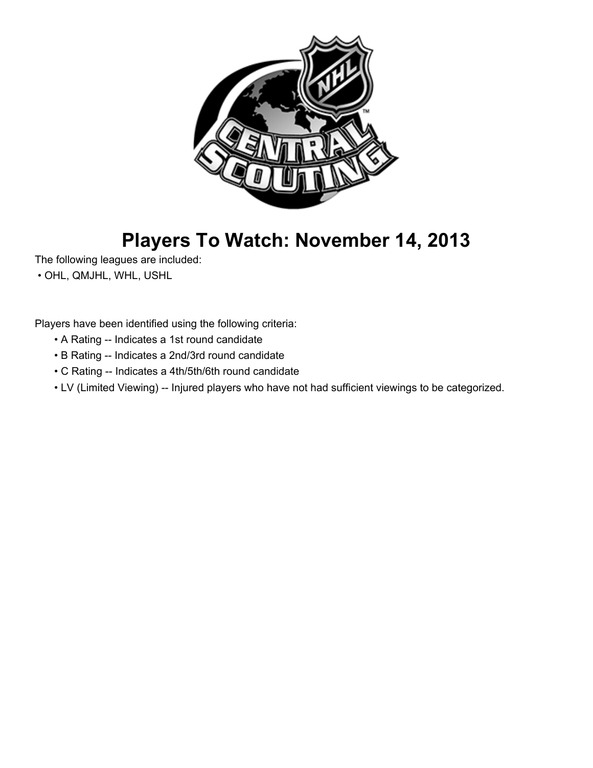# Players To Watch: November 14, 2013

The following leagues are included:

- OHL, QMJHL, WHL, USHL

Players have been identified using the following criteria:

- A Rating -- Indicates a 1st round candidate
- B Rating -- Indicates a 2nd/3rd round candidate
- C Rating -- Indicates a 4th/5th/6th round candidate
- LV (Limited Viewing) -- Injured players who have not had sufficient viewings to be categorized.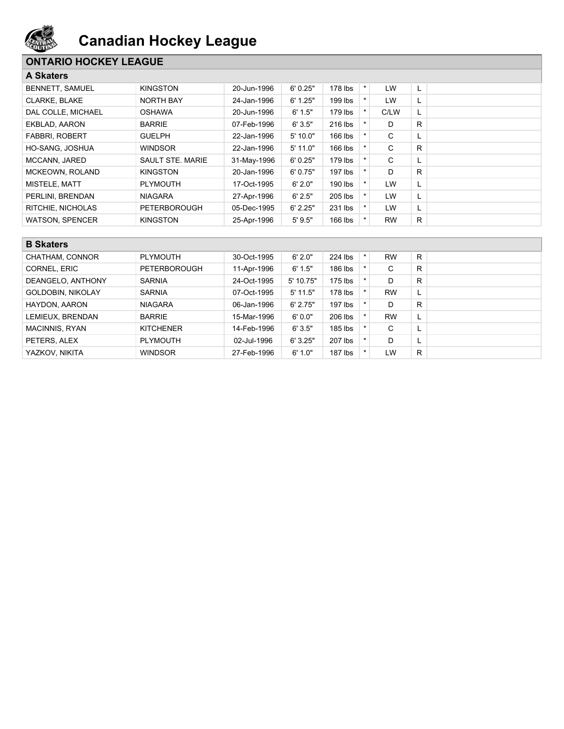# Canadian Hockey League

## ONTARIO HOCKEY LEAGUE

### A Skaters

| | | | | | | | | |
|---|---|---|---|---|---|---|---|---|
| BENNETT, SAMUEL | KINGSTON | 20-Jun-1996 | 6' 0.25" | 178 lbs | * | LW | L | |
| CLARKE, BLAKE | NORTH BAY | 24-Jan-1996 | 6' 1.25" | 199 lbs | * | LW | L | |
| DAL COLLE, MICHAEL | OSHAWA | 20-Jun-1996 | 6' 1.5" | 179 lbs | * | C/LW | L | |
| EKBLAD, AARON | BARRIE | 07-Feb-1996 | 6' 3.5" | 216 lbs | * | D | R | |
| FABBRI, ROBERT | GUELPH | 22-Jan-1996 | 5' 10.0" | 166 lbs | * | C | L | |
| HO-SANG, JOSHUA | WINDSOR | 22-Jan-1996 | 5' 11.0" | 166 lbs | * | C | R | |
| MCCANN, JARED | SAULT STE. MARIE | 31-May-1996 | 6' 0.25" | 179 lbs | * | C | L | |
| MCKEOWN, ROLAND | KINGSTON | 20-Jan-1996 | 6' 0.75" | 197 lbs | * | D | R | |
| MISTELE, MATT | PLYMOUTH | 17-Oct-1995 | 6' 2.0" | 190 lbs | * | LW | L | |
| PERLINI, BRENDAN | NIAGARA | 27-Apr-1996 | 6' 2.5" | 205 lbs | * | LW | L | |
| RITCHIE, NICHOLAS | PETERBOROUGH | 05-Dec-1995 | 6' 2.25" | 231 lbs | * | LW | L | |
| WATSON, SPENCER | KINGSTON | 25-Apr-1996 | 5' 9.5" | 166 lbs | * | RW | R | |

### B Skaters

| | | | | | | | | |
|---|---|---|---|---|---|---|---|---|
| CHATHAM, CONNOR | PLYMOUTH | 30-Oct-1995 | 6' 2.0" | 224 lbs | * | RW | R | |
| CORNEL, ERIC | PETERBOROUGH | 11-Apr-1996 | 6' 1.5" | 186 lbs | * | C | R | |
| DEANGELO, ANTHONY | SARNIA | 24-Oct-1995 | 5' 10.75" | 175 lbs | * | D | R | |
| GOLDOBIN, NIKOLAY | SARNIA | 07-Oct-1995 | 5' 11.5" | 178 lbs | * | RW | L | |
| HAYDON, AARON | NIAGARA | 06-Jan-1996 | 6' 2.75" | 197 lbs | * | D | R | |
| LEMIEUX, BRENDAN | BARRIE | 15-Mar-1996 | 6' 0.0" | 206 lbs | * | RW | L | |
| MACINNIS, RYAN | KITCHENER | 14-Feb-1996 | 6' 3.5" | 185 lbs | * | C | L | |
| PETERS, ALEX | PLYMOUTH | 02-Jul-1996 | 6' 3.25" | 207 lbs | * | D | L | |
| YAZKOV, NIKITA | WINDSOR | 27-Feb-1996 | 6' 1.0" | 187 lbs | * | LW | R | |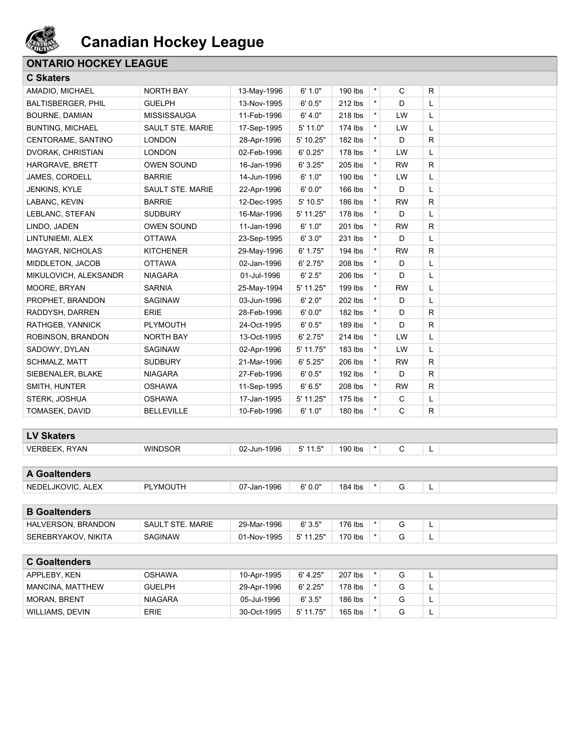# Canadian Hockey League

## ONTARIO HOCKEY LEAGUE

### C Skaters

| | | | | | | | | |
|---|---|---|---|---|---|---|---|---|
| AMADIO, MICHAEL | NORTH BAY | 13-May-1996 | 6' 1.0" | 190 lbs | * | C | R | |
| BALTISBERGER, PHIL | GUELPH | 13-Nov-1995 | 6' 0.5" | 212 lbs | * | D | L | |
| BOURNE, DAMIAN | MISSISSAUGA | 11-Feb-1996 | 6' 4.0" | 218 lbs | * | LW | L | |
| BUNTING, MICHAEL | SAULT STE. MARIE | 17-Sep-1995 | 5' 11.0" | 174 lbs | * | LW | L | |
| CENTORAME, SANTINO | LONDON | 28-Apr-1996 | 5' 10.25" | 182 lbs | * | D | R | |
| DVORAK, CHRISTIAN | LONDON | 02-Feb-1996 | 6' 0.25" | 178 lbs | * | LW | L | |
| HARGRAVE, BRETT | OWEN SOUND | 16-Jan-1996 | 6' 3.25" | 205 lbs | * | RW | R | |
| JAMES, CORDELL | BARRIE | 14-Jun-1996 | 6' 1.0" | 190 lbs | * | LW | L | |
| JENKINS, KYLE | SAULT STE. MARIE | 22-Apr-1996 | 6' 0.0" | 166 lbs | * | D | L | |
| LABANC, KEVIN | BARRIE | 12-Dec-1995 | 5' 10.5" | 186 lbs | * | RW | R | |
| LEBLANC, STEFAN | SUDBURY | 16-Mar-1996 | 5' 11.25" | 178 lbs | * | D | L | |
| LINDO, JADEN | OWEN SOUND | 11-Jan-1996 | 6' 1.0" | 201 lbs | * | RW | R | |
| LINTUNIEMI, ALEX | OTTAWA | 23-Sep-1995 | 6' 3.0" | 231 lbs | * | D | L | |
| MAGYAR, NICHOLAS | KITCHENER | 29-May-1996 | 6' 1.75" | 194 lbs | * | RW | R | |
| MIDDLETON, JACOB | OTTAWA | 02-Jan-1996 | 6' 2.75" | 208 lbs | * | D | L | |
| MIKULOVICH, ALEKSANDR | NIAGARA | 01-Jul-1996 | 6' 2.5" | 206 lbs | * | D | L | |
| MOORE, BRYAN | SARNIA | 25-May-1994 | 5' 11.25" | 199 lbs | * | RW | L | |
| PROPHET, BRANDON | SAGINAW | 03-Jun-1996 | 6' 2.0" | 202 lbs | * | D | L | |
| RADDYSH, DARREN | ERIE | 28-Feb-1996 | 6' 0.0" | 182 lbs | * | D | R | |
| RATHGEB, YANNICK | PLYMOUTH | 24-Oct-1995 | 6' 0.5" | 189 lbs | * | D | R | |
| ROBINSON, BRANDON | NORTH BAY | 13-Oct-1995 | 6' 2.75" | 214 lbs | * | LW | L | |
| SADOWY, DYLAN | SAGINAW | 02-Apr-1996 | 5' 11.75" | 183 lbs | * | LW | L | |
| SCHMALZ, MATT | SUDBURY | 21-Mar-1996 | 6' 5.25" | 206 lbs | * | RW | R | |
| SIEBENALER, BLAKE | NIAGARA | 27-Feb-1996 | 6' 0.5" | 192 lbs | * | D | R | |
| SMITH, HUNTER | OSHAWA | 11-Sep-1995 | 6' 6.5" | 208 lbs | * | RW | R | |
| STERK, JOSHUA | OSHAWA | 17-Jan-1995 | 5' 11.25" | 175 lbs | * | C | L | |
| TOMASEK, DAVID | BELLEVILLE | 10-Feb-1996 | 6' 1.0" | 180 lbs | * | C | R | |

### LV Skaters

| | | | | | | | | |
|---|---|---|---|---|---|---|---|---|
| VERBEEK, RYAN | WINDSOR | 02-Jun-1996 | 5' 11.5" | 190 lbs | * | C | L | |

### A Goaltenders

| | | | | | | | | |
|---|---|---|---|---|---|---|---|---|
| NEDELJKOVIC, ALEX | PLYMOUTH | 07-Jan-1996 | 6' 0.0" | 184 lbs | * | G | L | |

### B Goaltenders

| | | | | | | | | |
|---|---|---|---|---|---|---|---|---|
| HALVERSON, BRANDON | SAULT STE. MARIE | 29-Mar-1996 | 6' 3.5" | 176 lbs | * | G | L | |
| SEREBRYAKOV, NIKITA | SAGINAW | 01-Nov-1995 | 5' 11.25" | 170 lbs | * | G | L | |

### C Goaltenders

| | | | | | | | | |
|---|---|---|---|---|---|---|---|---|
| APPLEBY, KEN | OSHAWA | 10-Apr-1995 | 6' 4.25" | 207 lbs | * | G | L | |
| MANCINA, MATTHEW | GUELPH | 29-Apr-1996 | 6' 2.25" | 178 lbs | * | G | L | |
| MORAN, BRENT | NIAGARA | 05-Jul-1996 | 6' 3.5" | 186 lbs | * | G | L | |
| WILLIAMS, DEVIN | ERIE | 30-Oct-1995 | 5' 11.75" | 165 lbs | * | G | L | |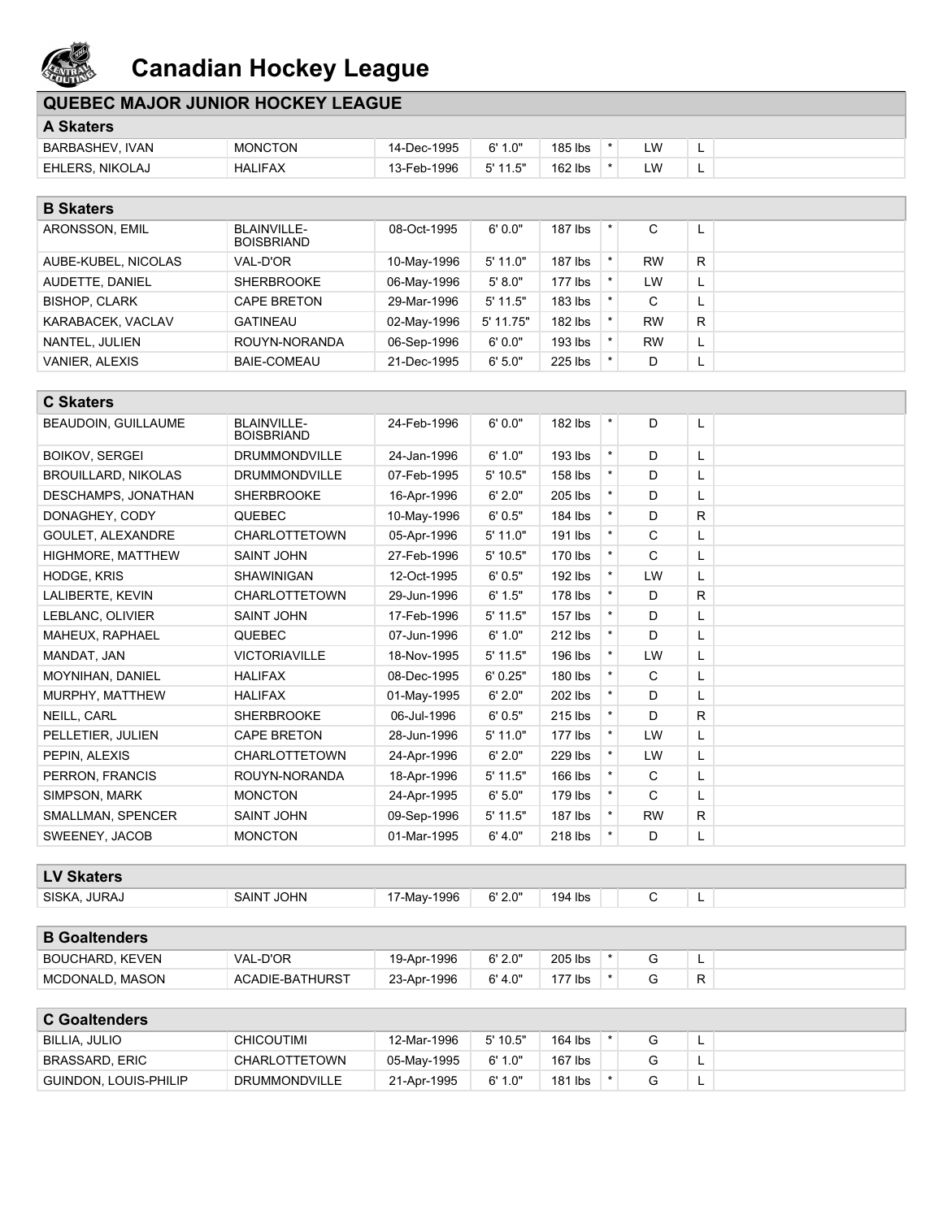# Canadian Hockey League

## QUEBEC MAJOR JUNIOR HOCKEY LEAGUE

### A Skaters

| Name | Team | Birth Date | Height | Weight | | Pos | Shoots | |
|---|---|---|---|---|---|---|---|---|
| BARBASHEV, IVAN | MONCTON | 14-Dec-1995 | 6' 1.0" | 185 lbs | * | LW | L | |
| EHLERS, NIKOLAJ | HALIFAX | 13-Feb-1996 | 5' 11.5" | 162 lbs | * | LW | L | |

### B Skaters

| Name | Team | Birth Date | Height | Weight | | Pos | Shoots | |
|---|---|---|---|---|---|---|---|---|
| ARONSSON, EMIL | BLAINVILLE-BOISBRIAND | 08-Oct-1995 | 6' 0.0" | 187 lbs | * | C | L | |
| AUBE-KUBEL, NICOLAS | VAL-D'OR | 10-May-1996 | 5' 11.0" | 187 lbs | * | RW | R | |
| AUDETTE, DANIEL | SHERBROOKE | 06-May-1996 | 5' 8.0" | 177 lbs | * | LW | L | |
| BISHOP, CLARK | CAPE BRETON | 29-Mar-1996 | 5' 11.5" | 183 lbs | * | C | L | |
| KARABACEK, VACLAV | GATINEAU | 02-May-1996 | 5' 11.75" | 182 lbs | * | RW | R | |
| NANTEL, JULIEN | ROUYN-NORANDA | 06-Sep-1996 | 6' 0.0" | 193 lbs | * | RW | L | |
| VANIER, ALEXIS | BAIE-COMEAU | 21-Dec-1995 | 6' 5.0" | 225 lbs | * | D | L | |

### C Skaters

| Name | Team | Birth Date | Height | Weight | | Pos | Shoots | |
|---|---|---|---|---|---|---|---|---|
| BEAUDOIN, GUILLAUME | BLAINVILLE-BOISBRIAND | 24-Feb-1996 | 6' 0.0" | 182 lbs | * | D | L | |
| BOIKOV, SERGEI | DRUMMONDVILLE | 24-Jan-1996 | 6' 1.0" | 193 lbs | * | D | L | |
| BROUILLARD, NIKOLAS | DRUMMONDVILLE | 07-Feb-1995 | 5' 10.5" | 158 lbs | * | D | L | |
| DESCHAMPS, JONATHAN | SHERBROOKE | 16-Apr-1996 | 6' 2.0" | 205 lbs | * | D | L | |
| DONAGHEY, CODY | QUEBEC | 10-May-1996 | 6' 0.5" | 184 lbs | * | D | R | |
| GOULET, ALEXANDRE | CHARLOTTETOWN | 05-Apr-1996 | 5' 11.0" | 191 lbs | * | C | L | |
| HIGHMORE, MATTHEW | SAINT JOHN | 27-Feb-1996 | 5' 10.5" | 170 lbs | * | C | L | |
| HODGE, KRIS | SHAWINIGAN | 12-Oct-1995 | 6' 0.5" | 192 lbs | * | LW | L | |
| LALIBERTE, KEVIN | CHARLOTTETOWN | 29-Jun-1996 | 6' 1.5" | 178 lbs | * | D | R | |
| LEBLANC, OLIVIER | SAINT JOHN | 17-Feb-1996 | 5' 11.5" | 157 lbs | * | D | L | |
| MAHEUX, RAPHAEL | QUEBEC | 07-Jun-1996 | 6' 1.0" | 212 lbs | * | D | L | |
| MANDAT, JAN | VICTORIAVILLE | 18-Nov-1995 | 5' 11.5" | 196 lbs | * | LW | L | |
| MOYNIHAN, DANIEL | HALIFAX | 08-Dec-1995 | 6' 0.25" | 180 lbs | * | C | L | |
| MURPHY, MATTHEW | HALIFAX | 01-May-1995 | 6' 2.0" | 202 lbs | * | D | L | |
| NEILL, CARL | SHERBROOKE | 06-Jul-1996 | 6' 0.5" | 215 lbs | * | D | R | |
| PELLETIER, JULIEN | CAPE BRETON | 28-Jun-1996 | 5' 11.0" | 177 lbs | * | LW | L | |
| PEPIN, ALEXIS | CHARLOTTETOWN | 24-Apr-1996 | 6' 2.0" | 229 lbs | * | LW | L | |
| PERRON, FRANCIS | ROUYN-NORANDA | 18-Apr-1996 | 5' 11.5" | 166 lbs | * | C | L | |
| SIMPSON, MARK | MONCTON | 24-Apr-1995 | 6' 5.0" | 179 lbs | * | C | L | |
| SMALLMAN, SPENCER | SAINT JOHN | 09-Sep-1996 | 5' 11.5" | 187 lbs | * | RW | R | |
| SWEENEY, JACOB | MONCTON | 01-Mar-1995 | 6' 4.0" | 218 lbs | * | D | L | |

### LV Skaters

| Name | Team | Birth Date | Height | Weight | | Pos | Shoots | |
|---|---|---|---|---|---|---|---|---|
| SISKA, JURAJ | SAINT JOHN | 17-May-1996 | 6' 2.0" | 194 lbs | | C | L | |

### B Goaltenders

| Name | Team | Birth Date | Height | Weight | | Pos | Catches | |
|---|---|---|---|---|---|---|---|---|
| BOUCHARD, KEVEN | VAL-D'OR | 19-Apr-1996 | 6' 2.0" | 205 lbs | * | G | L | |
| MCDONALD, MASON | ACADIE-BATHURST | 23-Apr-1996 | 6' 4.0" | 177 lbs | * | G | R | |

### C Goaltenders

| Name | Team | Birth Date | Height | Weight | | Pos | Catches | |
|---|---|---|---|---|---|---|---|---|
| BILLIA, JULIO | CHICOUTIMI | 12-Mar-1996 | 5' 10.5" | 164 lbs | * | G | L | |
| BRASSARD, ERIC | CHARLOTTETOWN | 05-May-1995 | 6' 1.0" | 167 lbs | | G | L | |
| GUINDON, LOUIS-PHILIP | DRUMMONDVILLE | 21-Apr-1995 | 6' 1.0" | 181 lbs | * | G | L | |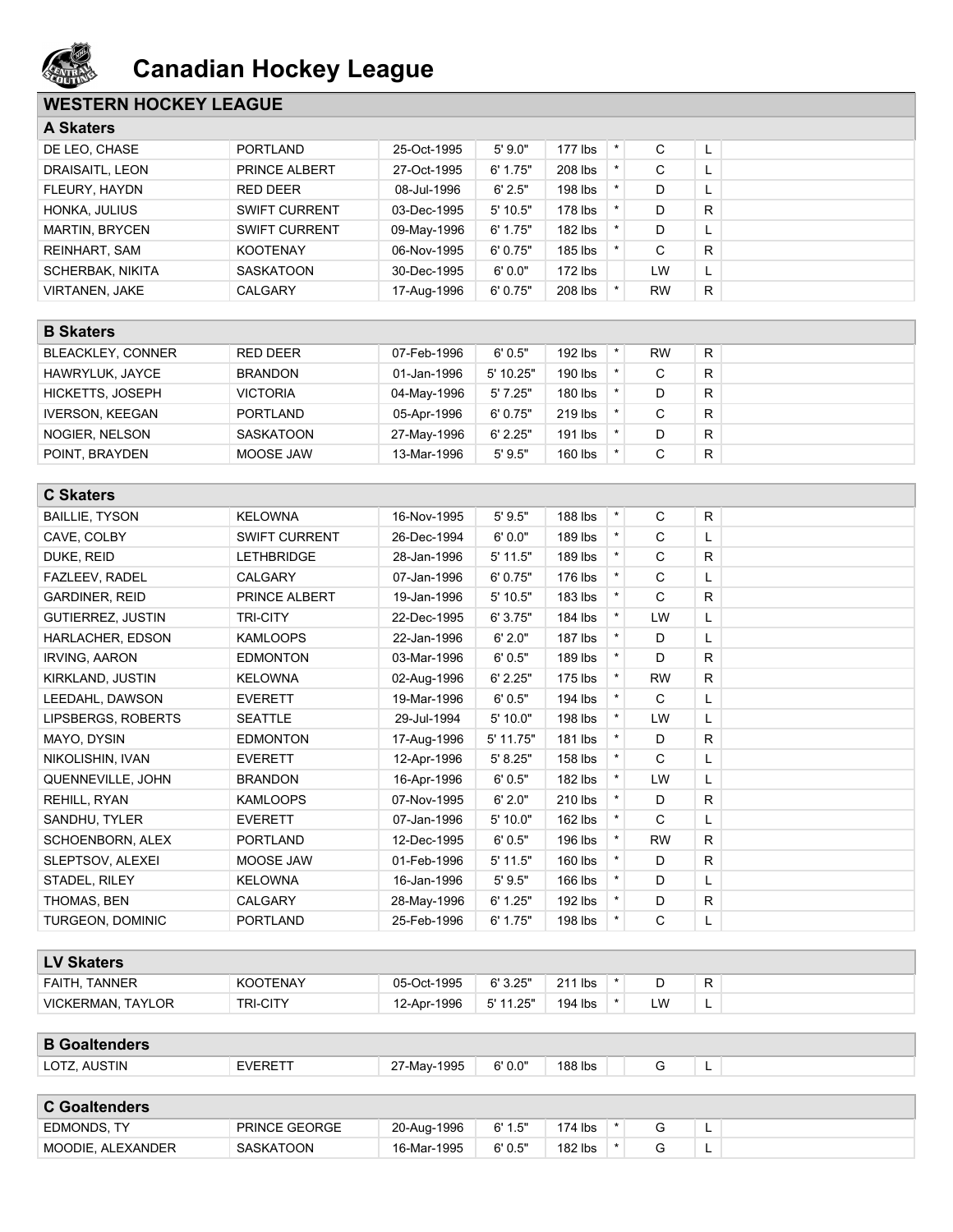# Canadian Hockey League

## WESTERN HOCKEY LEAGUE

### A Skaters

| Name | Team | Birth Date | Height | Weight | * | Pos | Shoots | |
|---|---|---|---|---|---|---|---|---|
| DE LEO, CHASE | PORTLAND | 25-Oct-1995 | 5' 9.0" | 177 lbs | * | C | L | |
| DRAISAITL, LEON | PRINCE ALBERT | 27-Oct-1995 | 6' 1.75" | 208 lbs | * | C | L | |
| FLEURY, HAYDN | RED DEER | 08-Jul-1996 | 6' 2.5" | 198 lbs | * | D | L | |
| HONKA, JULIUS | SWIFT CURRENT | 03-Dec-1995 | 5' 10.5" | 178 lbs | * | D | R | |
| MARTIN, BRYCEN | SWIFT CURRENT | 09-May-1996 | 6' 1.75" | 182 lbs | * | D | L | |
| REINHART, SAM | KOOTENAY | 06-Nov-1995 | 6' 0.75" | 185 lbs | * | C | R | |
| SCHERBAK, NIKITA | SASKATOON | 30-Dec-1995 | 6' 0.0" | 172 lbs | | LW | L | |
| VIRTANEN, JAKE | CALGARY | 17-Aug-1996 | 6' 0.75" | 208 lbs | * | RW | R | |

### B Skaters

| Name | Team | Birth Date | Height | Weight | * | Pos | Shoots | |
|---|---|---|---|---|---|---|---|---|
| BLEACKLEY, CONNER | RED DEER | 07-Feb-1996 | 6' 0.5" | 192 lbs | * | RW | R | |
| HAWRYLUK, JAYCE | BRANDON | 01-Jan-1996 | 5' 10.25" | 190 lbs | * | C | R | |
| HICKETTS, JOSEPH | VICTORIA | 04-May-1996 | 5' 7.25" | 180 lbs | * | D | R | |
| IVERSON, KEEGAN | PORTLAND | 05-Apr-1996 | 6' 0.75" | 219 lbs | * | C | R | |
| NOGIER, NELSON | SASKATOON | 27-May-1996 | 6' 2.25" | 191 lbs | * | D | R | |
| POINT, BRAYDEN | MOOSE JAW | 13-Mar-1996 | 5' 9.5" | 160 lbs | * | C | R | |

### C Skaters

| Name | Team | Birth Date | Height | Weight | * | Pos | Shoots | |
|---|---|---|---|---|---|---|---|---|
| BAILLIE, TYSON | KELOWNA | 16-Nov-1995 | 5' 9.5" | 188 lbs | * | C | R | |
| CAVE, COLBY | SWIFT CURRENT | 26-Dec-1994 | 6' 0.0" | 189 lbs | * | C | L | |
| DUKE, REID | LETHBRIDGE | 28-Jan-1996 | 5' 11.5" | 189 lbs | * | C | R | |
| FAZLEEV, RADEL | CALGARY | 07-Jan-1996 | 6' 0.75" | 176 lbs | * | C | L | |
| GARDINER, REID | PRINCE ALBERT | 19-Jan-1996 | 5' 10.5" | 183 lbs | * | C | R | |
| GUTIERREZ, JUSTIN | TRI-CITY | 22-Dec-1995 | 6' 3.75" | 184 lbs | * | LW | L | |
| HARLACHER, EDSON | KAMLOOPS | 22-Jan-1996 | 6' 2.0" | 187 lbs | * | D | L | |
| IRVING, AARON | EDMONTON | 03-Mar-1996 | 6' 0.5" | 189 lbs | * | D | R | |
| KIRKLAND, JUSTIN | KELOWNA | 02-Aug-1996 | 6' 2.25" | 175 lbs | * | RW | R | |
| LEEDAHL, DAWSON | EVERETT | 19-Mar-1996 | 6' 0.5" | 194 lbs | * | C | L | |
| LIPSBERGS, ROBERTS | SEATTLE | 29-Jul-1994 | 5' 10.0" | 198 lbs | * | LW | L | |
| MAYO, DYSIN | EDMONTON | 17-Aug-1996 | 5' 11.75" | 181 lbs | * | D | R | |
| NIKOLISHIN, IVAN | EVERETT | 12-Apr-1996 | 5' 8.25" | 158 lbs | * | C | L | |
| QUENNEVILLE, JOHN | BRANDON | 16-Apr-1996 | 6' 0.5" | 182 lbs | * | LW | L | |
| REHILL, RYAN | KAMLOOPS | 07-Nov-1995 | 6' 2.0" | 210 lbs | * | D | R | |
| SANDHU, TYLER | EVERETT | 07-Jan-1996 | 5' 10.0" | 162 lbs | * | C | L | |
| SCHOENBORN, ALEX | PORTLAND | 12-Dec-1995 | 6' 0.5" | 196 lbs | * | RW | R | |
| SLEPTSOV, ALEXEI | MOOSE JAW | 01-Feb-1996 | 5' 11.5" | 160 lbs | * | D | R | |
| STADEL, RILEY | KELOWNA | 16-Jan-1996 | 5' 9.5" | 166 lbs | * | D | L | |
| THOMAS, BEN | CALGARY | 28-May-1996 | 6' 1.25" | 192 lbs | * | D | R | |
| TURGEON, DOMINIC | PORTLAND | 25-Feb-1996 | 6' 1.75" | 198 lbs | * | C | L | |

### LV Skaters

| Name | Team | Birth Date | Height | Weight | * | Pos | Shoots | |
|---|---|---|---|---|---|---|---|---|
| FAITH, TANNER | KOOTENAY | 05-Oct-1995 | 6' 3.25" | 211 lbs | * | D | R | |
| VICKERMAN, TAYLOR | TRI-CITY | 12-Apr-1996 | 5' 11.25" | 194 lbs | * | LW | L | |

### B Goaltenders

| Name | Team | Birth Date | Height | Weight | * | Pos | Catches | |
|---|---|---|---|---|---|---|---|---|
| LOTZ, AUSTIN | EVERETT | 27-May-1995 | 6' 0.0" | 188 lbs | | G | L | |

### C Goaltenders

| Name | Team | Birth Date | Height | Weight | * | Pos | Catches | |
|---|---|---|---|---|---|---|---|---|
| EDMONDS, TY | PRINCE GEORGE | 20-Aug-1996 | 6' 1.5" | 174 lbs | * | G | L | |
| MOODIE, ALEXANDER | SASKATOON | 16-Mar-1995 | 6' 0.5" | 182 lbs | * | G | L | |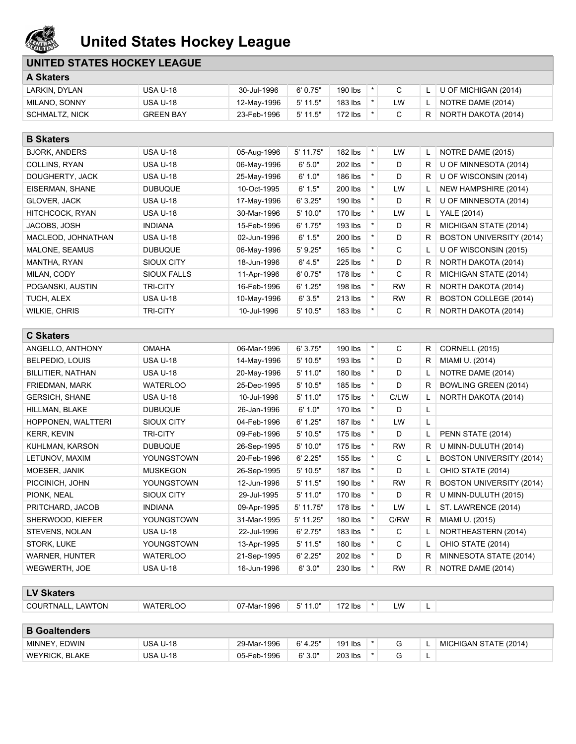# United States Hockey League

## UNITED STATES HOCKEY LEAGUE

### A Skaters

| | | | | | | | | |
|---|---|---|---|---|---|---|---|---|
| LARKIN, DYLAN | USA U-18 | 30-Jul-1996 | 6' 0.75" | 190 lbs | * | C | L | U OF MICHIGAN (2014) |
| MILANO, SONNY | USA U-18 | 12-May-1996 | 5' 11.5" | 183 lbs | * | LW | L | NOTRE DAME (2014) |
| SCHMALTZ, NICK | GREEN BAY | 23-Feb-1996 | 5' 11.5" | 172 lbs | * | C | R | NORTH DAKOTA (2014) |

### B Skaters

| | | | | | | | | |
|---|---|---|---|---|---|---|---|---|
| BJORK, ANDERS | USA U-18 | 05-Aug-1996 | 5' 11.75" | 182 lbs | * | LW | L | NOTRE DAME (2015) |
| COLLINS, RYAN | USA U-18 | 06-May-1996 | 6' 5.0" | 202 lbs | * | D | R | U OF MINNESOTA (2014) |
| DOUGHERTY, JACK | USA U-18 | 25-May-1996 | 6' 1.0" | 186 lbs | * | D | R | U OF WISCONSIN (2014) |
| EISERMAN, SHANE | DUBUQUE | 10-Oct-1995 | 6' 1.5" | 200 lbs | * | LW | L | NEW HAMPSHIRE (2014) |
| GLOVER, JACK | USA U-18 | 17-May-1996 | 6' 3.25" | 190 lbs | * | D | R | U OF MINNESOTA (2014) |
| HITCHCOCK, RYAN | USA U-18 | 30-Mar-1996 | 5' 10.0" | 170 lbs | * | LW | L | YALE (2014) |
| JACOBS, JOSH | INDIANA | 15-Feb-1996 | 6' 1.75" | 193 lbs | * | D | R | MICHIGAN STATE (2014) |
| MACLEOD, JOHNATHAN | USA U-18 | 02-Jun-1996 | 6' 1.5" | 200 lbs | * | D | R | BOSTON UNIVERSITY (2014) |
| MALONE, SEAMUS | DUBUQUE | 06-May-1996 | 5' 9.25" | 165 lbs | * | C | L | U OF WISCONSIN (2015) |
| MANTHA, RYAN | SIOUX CITY | 18-Jun-1996 | 6' 4.5" | 225 lbs | * | D | R | NORTH DAKOTA (2014) |
| MILAN, CODY | SIOUX FALLS | 11-Apr-1996 | 6' 0.75" | 178 lbs | * | C | R | MICHIGAN STATE (2014) |
| POGANSKI, AUSTIN | TRI-CITY | 16-Feb-1996 | 6' 1.25" | 198 lbs | * | RW | R | NORTH DAKOTA (2014) |
| TUCH, ALEX | USA U-18 | 10-May-1996 | 6' 3.5" | 213 lbs | * | RW | R | BOSTON COLLEGE (2014) |
| WILKIE, CHRIS | TRI-CITY | 10-Jul-1996 | 5' 10.5" | 183 lbs | * | C | R | NORTH DAKOTA (2014) |

### C Skaters

| | | | | | | | | |
|---|---|---|---|---|---|---|---|---|
| ANGELLO, ANTHONY | OMAHA | 06-Mar-1996 | 6' 3.75" | 190 lbs | * | C | R | CORNELL (2015) |
| BELPEDIO, LOUIS | USA U-18 | 14-May-1996 | 5' 10.5" | 193 lbs | * | D | R | MIAMI U. (2014) |
| BILLITIER, NATHAN | USA U-18 | 20-May-1996 | 5' 11.0" | 180 lbs | * | D | L | NOTRE DAME (2014) |
| FRIEDMAN, MARK | WATERLOO | 25-Dec-1995 | 5' 10.5" | 185 lbs | * | D | R | BOWLING GREEN (2014) |
| GERSICH, SHANE | USA U-18 | 10-Jul-1996 | 5' 11.0" | 175 lbs | * | C/LW | L | NORTH DAKOTA (2014) |
| HILLMAN, BLAKE | DUBUQUE | 26-Jan-1996 | 6' 1.0" | 170 lbs | * | D | L | |
| HOPPONEN, WALTTERI | SIOUX CITY | 04-Feb-1996 | 6' 1.25" | 187 lbs | * | LW | L | |
| KERR, KEVIN | TRI-CITY | 09-Feb-1996 | 5' 10.5" | 175 lbs | * | D | L | PENN STATE (2014) |
| KUHLMAN, KARSON | DUBUQUE | 26-Sep-1995 | 5' 10.0" | 175 lbs | * | RW | R | U MINN-DULUTH (2014) |
| LETUNOV, MAXIM | YOUNGSTOWN | 20-Feb-1996 | 6' 2.25" | 155 lbs | * | C | L | BOSTON UNIVERSITY (2014) |
| MOESER, JANIK | MUSKEGON | 26-Sep-1995 | 5' 10.5" | 187 lbs | * | D | L | OHIO STATE (2014) |
| PICCINICH, JOHN | YOUNGSTOWN | 12-Jun-1996 | 5' 11.5" | 190 lbs | * | RW | R | BOSTON UNIVERSITY (2014) |
| PIONK, NEAL | SIOUX CITY | 29-Jul-1995 | 5' 11.0" | 170 lbs | * | D | R | U MINN-DULUTH (2015) |
| PRITCHARD, JACOB | INDIANA | 09-Apr-1995 | 5' 11.75" | 178 lbs | * | LW | L | ST. LAWRENCE (2014) |
| SHERWOOD, KIEFER | YOUNGSTOWN | 31-Mar-1995 | 5' 11.25" | 180 lbs | * | C/RW | R | MIAMI U. (2015) |
| STEVENS, NOLAN | USA U-18 | 22-Jul-1996 | 6' 2.75" | 183 lbs | * | C | L | NORTHEASTERN (2014) |
| STORK, LUKE | YOUNGSTOWN | 13-Apr-1995 | 5' 11.5" | 180 lbs | * | C | L | OHIO STATE (2014) |
| WARNER, HUNTER | WATERLOO | 21-Sep-1995 | 6' 2.25" | 202 lbs | * | D | R | MINNESOTA STATE (2014) |
| WEGWERTH, JOE | USA U-18 | 16-Jun-1996 | 6' 3.0" | 230 lbs | * | RW | R | NOTRE DAME (2014) |

### LV Skaters

| | | | | | | | | |
|---|---|---|---|---|---|---|---|---|
| COURTNALL, LAWTON | WATERLOO | 07-Mar-1996 | 5' 11.0" | 172 lbs | * | LW | L | |

### B Goaltenders

| | | | | | | | | |
|---|---|---|---|---|---|---|---|---|
| MINNEY, EDWIN | USA U-18 | 29-Mar-1996 | 6' 4.25" | 191 lbs | * | G | L | MICHIGAN STATE (2014) |
| WEYRICK, BLAKE | USA U-18 | 05-Feb-1996 | 6' 3.0" | 203 lbs | * | G | L | |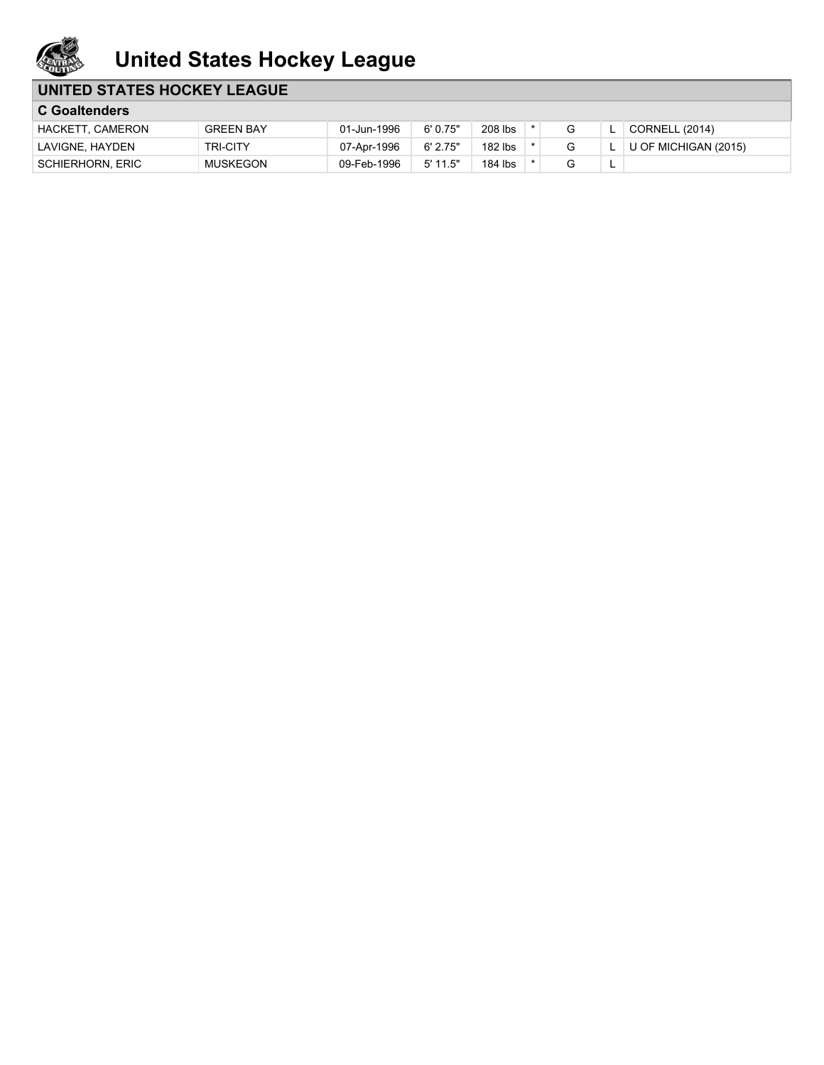# United States Hockey League

## UNITED STATES HOCKEY LEAGUE

### C Goaltenders

| | | | | | | | | |
|---|---|---|---|---|---|---|---|---|
| HACKETT, CAMERON | GREEN BAY | 01-Jun-1996 | 6' 0.75" | 208 lbs | * | G | L | CORNELL (2014) |
| LAVIGNE, HAYDEN | TRI-CITY | 07-Apr-1996 | 6' 2.75" | 182 lbs | * | G | L | U OF MICHIGAN (2015) |
| SCHIERHORN, ERIC | MUSKEGON | 09-Feb-1996 | 5' 11.5" | 184 lbs | * | G | L | |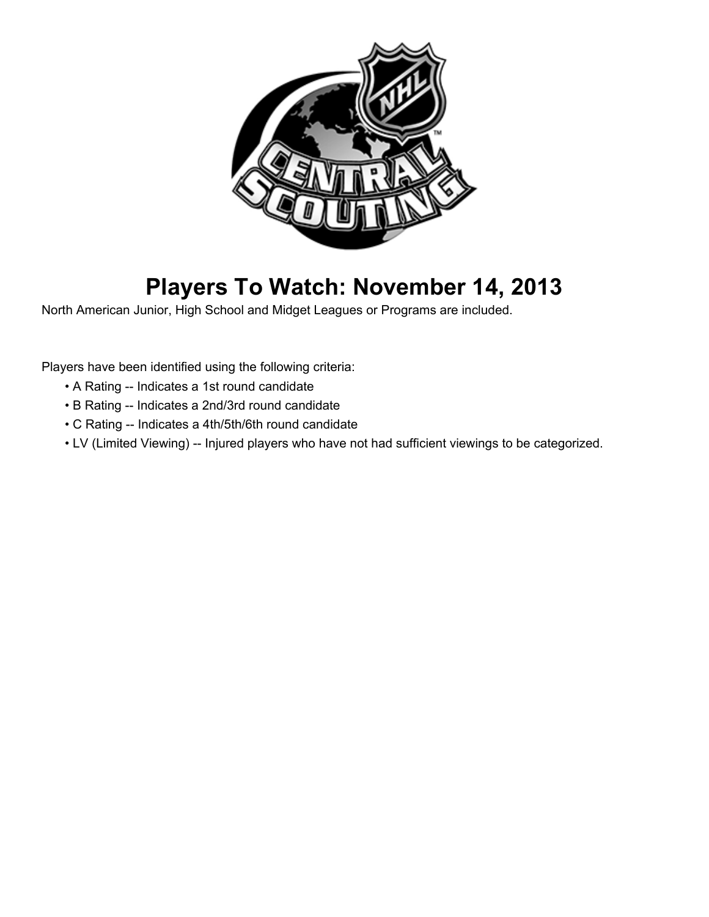# Players To Watch: November 14, 2013

North American Junior, High School and Midget Leagues or Programs are included.

Players have been identified using the following criteria:

- A Rating -- Indicates a 1st round candidate
- B Rating -- Indicates a 2nd/3rd round candidate
- C Rating -- Indicates a 4th/5th/6th round candidate
- LV (Limited Viewing) -- Injured players who have not had sufficient viewings to be categorized.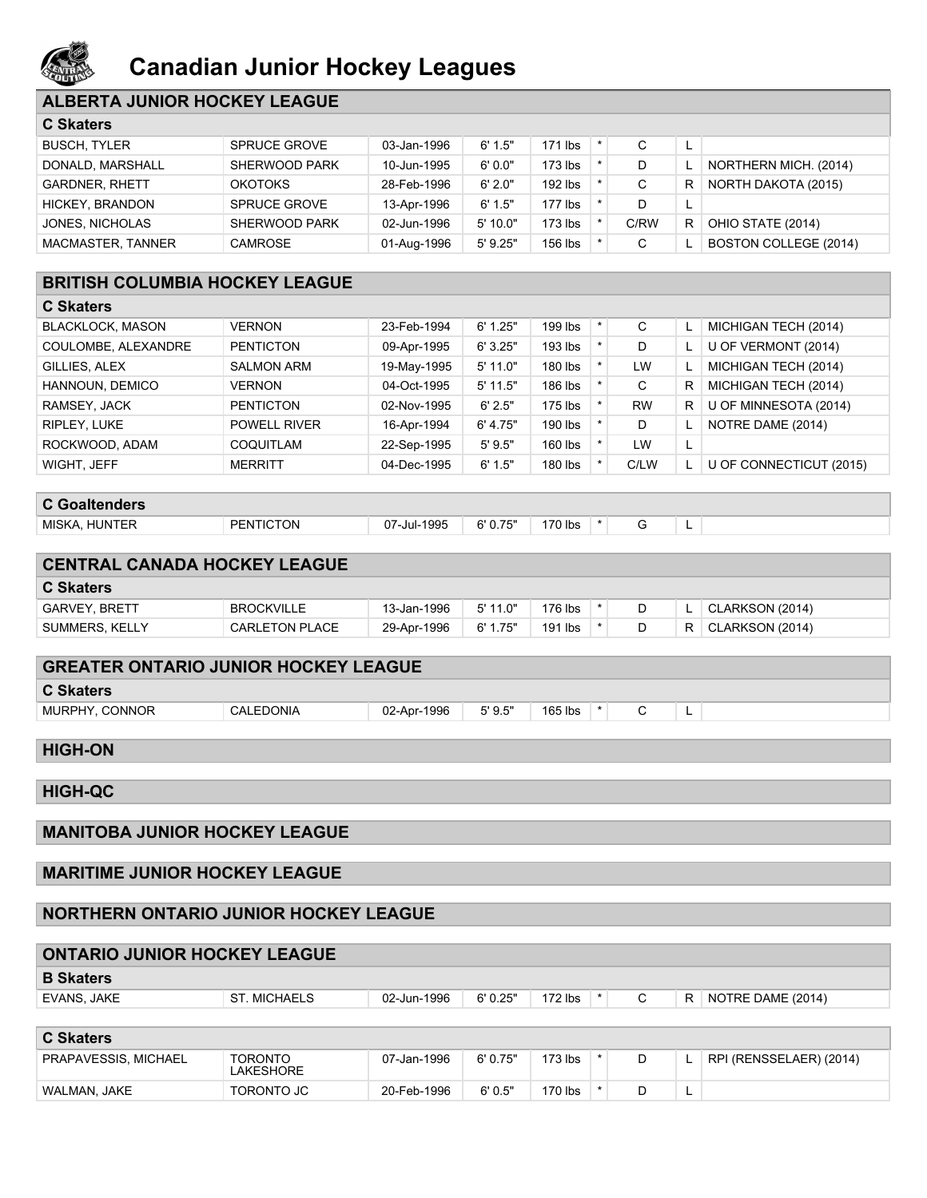# Canadian Junior Hockey Leagues

## ALBERTA JUNIOR HOCKEY LEAGUE

### C Skaters

| | | | | | | | | |
|---|---|---|---|---|---|---|---|---|
| BUSCH, TYLER | SPRUCE GROVE | 03-Jan-1996 | 6' 1.5" | 171 lbs | * | C | L | |
| DONALD, MARSHALL | SHERWOOD PARK | 10-Jun-1995 | 6' 0.0" | 173 lbs | * | D | L | NORTHERN MICH. (2014) |
| GARDNER, RHETT | OKOTOKS | 28-Feb-1996 | 6' 2.0" | 192 lbs | * | C | R | NORTH DAKOTA (2015) |
| HICKEY, BRANDON | SPRUCE GROVE | 13-Apr-1996 | 6' 1.5" | 177 lbs | * | D | L | |
| JONES, NICHOLAS | SHERWOOD PARK | 02-Jun-1996 | 5' 10.0" | 173 lbs | * | C/RW | R | OHIO STATE (2014) |
| MACMASTER, TANNER | CAMROSE | 01-Aug-1996 | 5' 9.25" | 156 lbs | * | C | L | BOSTON COLLEGE (2014) |

## BRITISH COLUMBIA HOCKEY LEAGUE

### C Skaters

| | | | | | | | | |
|---|---|---|---|---|---|---|---|---|
| BLACKLOCK, MASON | VERNON | 23-Feb-1994 | 6' 1.25" | 199 lbs | * | C | L | MICHIGAN TECH (2014) |
| COULOMBE, ALEXANDRE | PENTICTON | 09-Apr-1995 | 6' 3.25" | 193 lbs | * | D | L | U OF VERMONT (2014) |
| GILLIES, ALEX | SALMON ARM | 19-May-1995 | 5' 11.0" | 180 lbs | * | LW | L | MICHIGAN TECH (2014) |
| HANNOUN, DEMICO | VERNON | 04-Oct-1995 | 5' 11.5" | 186 lbs | * | C | R | MICHIGAN TECH (2014) |
| RAMSEY, JACK | PENTICTON | 02-Nov-1995 | 6' 2.5" | 175 lbs | * | RW | R | U OF MINNESOTA (2014) |
| RIPLEY, LUKE | POWELL RIVER | 16-Apr-1994 | 6' 4.75" | 190 lbs | * | D | L | NOTRE DAME (2014) |
| ROCKWOOD, ADAM | COQUITLAM | 22-Sep-1995 | 5' 9.5" | 160 lbs | * | LW | L | |
| WIGHT, JEFF | MERRITT | 04-Dec-1995 | 6' 1.5" | 180 lbs | * | C/LW | L | U OF CONNECTICUT (2015) |

### C Goaltenders

| | | | | | | | | |
|---|---|---|---|---|---|---|---|---|
| MISKA, HUNTER | PENTICTON | 07-Jul-1995 | 6' 0.75" | 170 lbs | * | G | L | |

## CENTRAL CANADA HOCKEY LEAGUE

### C Skaters

| | | | | | | | | |
|---|---|---|---|---|---|---|---|---|
| GARVEY, BRETT | BROCKVILLE | 13-Jan-1996 | 5' 11.0" | 176 lbs | * | D | L | CLARKSON (2014) |
| SUMMERS, KELLY | CARLETON PLACE | 29-Apr-1996 | 6' 1.75" | 191 lbs | * | D | R | CLARKSON (2014) |

## GREATER ONTARIO JUNIOR HOCKEY LEAGUE

### C Skaters

| | | | | | | | | |
|---|---|---|---|---|---|---|---|---|
| MURPHY, CONNOR | CALEDONIA | 02-Apr-1996 | 5' 9.5" | 165 lbs | * | C | L | |

## HIGH-ON

## HIGH-QC

## MANITOBA JUNIOR HOCKEY LEAGUE

## MARITIME JUNIOR HOCKEY LEAGUE

## NORTHERN ONTARIO JUNIOR HOCKEY LEAGUE

## ONTARIO JUNIOR HOCKEY LEAGUE

### B Skaters

| | | | | | | | | |
|---|---|---|---|---|---|---|---|---|
| EVANS, JAKE | ST. MICHAELS | 02-Jun-1996 | 6' 0.25" | 172 lbs | * | C | R | NOTRE DAME (2014) |

### C Skaters

| | | | | | | | | |
|---|---|---|---|---|---|---|---|---|
| PRAPAVESSIS, MICHAEL | TORONTO LAKESHORE | 07-Jan-1996 | 6' 0.75" | 173 lbs | * | D | L | RPI (RENSSELAER) (2014) |
| WALMAN, JAKE | TORONTO JC | 20-Feb-1996 | 6' 0.5" | 170 lbs | * | D | L | |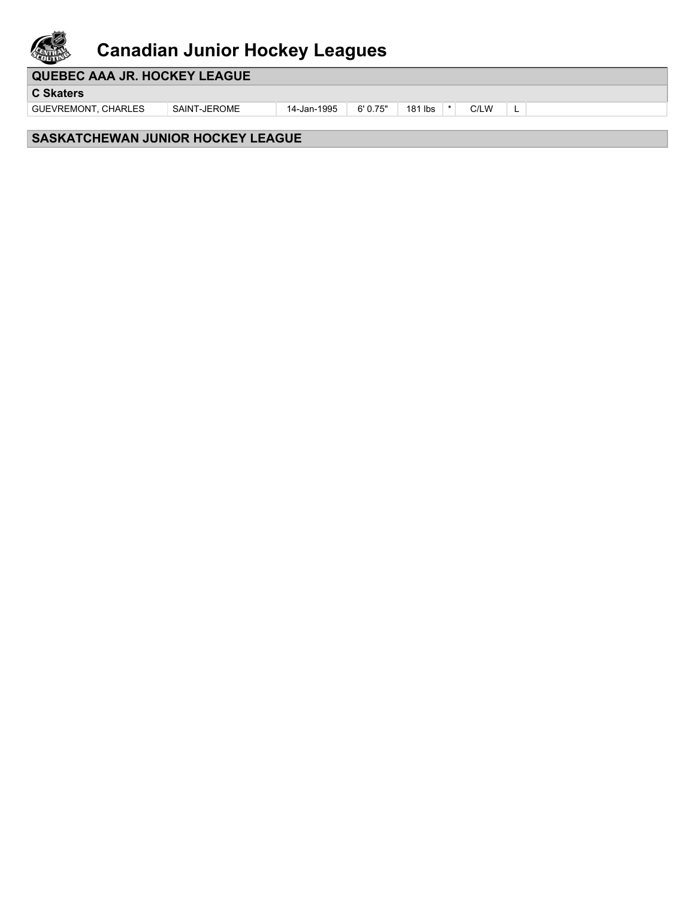# Canadian Junior Hockey Leagues

## QUEBEC AAA JR. HOCKEY LEAGUE

### C Skaters

| | | | | | | | | |
|---|---|---|---|---|---|---|---|---|
| GUEVREMONT, CHARLES | SAINT-JEROME | 14-Jan-1995 | 6' 0.75" | 181 lbs | * | C/LW | L | |

## SASKATCHEWAN JUNIOR HOCKEY LEAGUE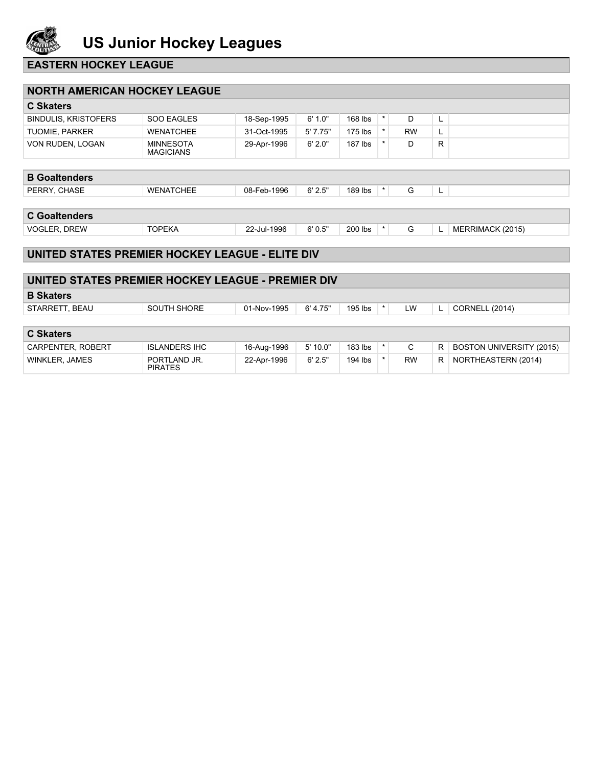# US Junior Hockey Leagues

## EASTERN HOCKEY LEAGUE

## NORTH AMERICAN HOCKEY LEAGUE

### C Skaters

| | | | | | | | | |
|---|---|---|---|---|---|---|---|---|
| BINDULIS, KRISTOFERS | SOO EAGLES | 18-Sep-1995 | 6' 1.0" | 168 lbs | * | D | L | |
| TUOMIE, PARKER | WENATCHEE | 31-Oct-1995 | 5' 7.75" | 175 lbs | * | RW | L | |
| VON RUDEN, LOGAN | MINNESOTA MAGICIANS | 29-Apr-1996 | 6' 2.0" | 187 lbs | * | D | R | |

### B Goaltenders

| | | | | | | | | |
|---|---|---|---|---|---|---|---|---|
| PERRY, CHASE | WENATCHEE | 08-Feb-1996 | 6' 2.5" | 189 lbs | * | G | L | |

### C Goaltenders

| | | | | | | | | |
|---|---|---|---|---|---|---|---|---|
| VOGLER, DREW | TOPEKA | 22-Jul-1996 | 6' 0.5" | 200 lbs | * | G | L | MERRIMACK (2015) |

## UNITED STATES PREMIER HOCKEY LEAGUE - ELITE DIV

## UNITED STATES PREMIER HOCKEY LEAGUE - PREMIER DIV

### B Skaters

| | | | | | | | | |
|---|---|---|---|---|---|---|---|---|
| STARRETT, BEAU | SOUTH SHORE | 01-Nov-1995 | 6' 4.75" | 195 lbs | * | LW | L | CORNELL (2014) |

### C Skaters

| | | | | | | | | |
|---|---|---|---|---|---|---|---|---|
| CARPENTER, ROBERT | ISLANDERS IHC | 16-Aug-1996 | 5' 10.0" | 183 lbs | * | C | R | BOSTON UNIVERSITY (2015) |
| WINKLER, JAMES | PORTLAND JR. PIRATES | 22-Apr-1996 | 6' 2.5" | 194 lbs | * | RW | R | NORTHEASTERN (2014) |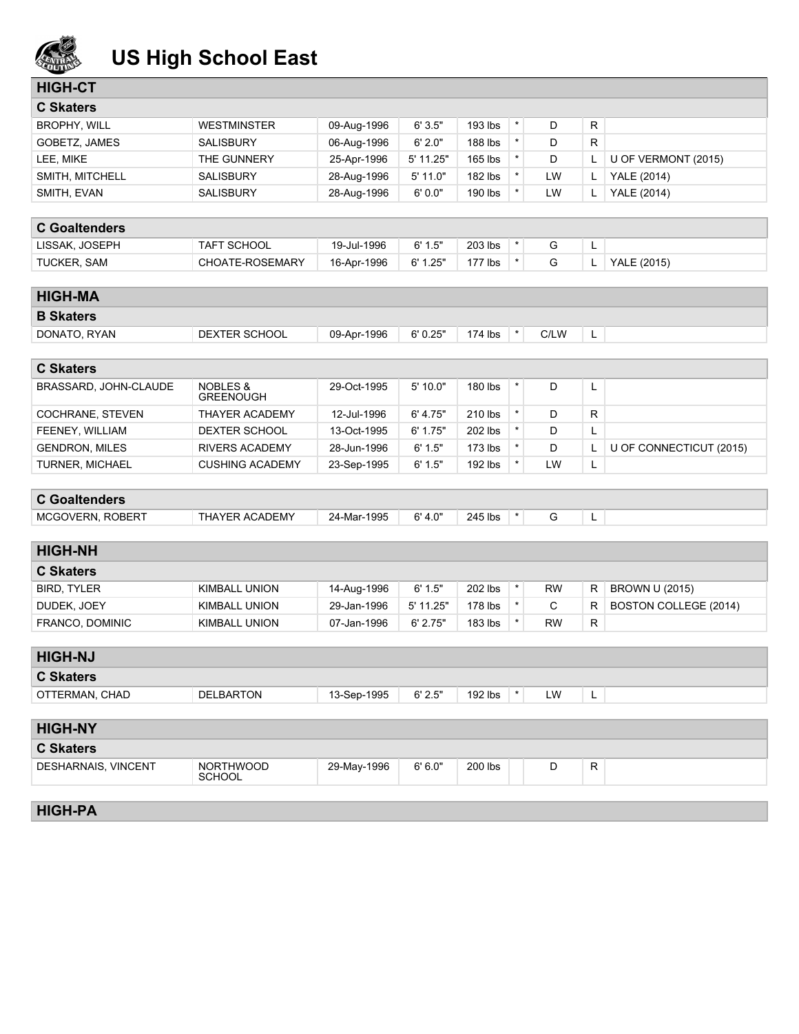# US High School East

## HIGH-CT

### C Skaters

| | | | | | | | | |
|---|---|---|---|---|---|---|---|---|
| BROPHY, WILL | WESTMINSTER | 09-Aug-1996 | 6' 3.5" | 193 lbs | * | D | R | |
| GOBETZ, JAMES | SALISBURY | 06-Aug-1996 | 6' 2.0" | 188 lbs | * | D | R | |
| LEE, MIKE | THE GUNNERY | 25-Apr-1996 | 5' 11.25" | 165 lbs | * | D | L | U OF VERMONT (2015) |
| SMITH, MITCHELL | SALISBURY | 28-Aug-1996 | 5' 11.0" | 182 lbs | * | LW | L | YALE (2014) |
| SMITH, EVAN | SALISBURY | 28-Aug-1996 | 6' 0.0" | 190 lbs | * | LW | L | YALE (2014) |

### C Goaltenders

| | | | | | | | | |
|---|---|---|---|---|---|---|---|---|
| LISSAK, JOSEPH | TAFT SCHOOL | 19-Jul-1996 | 6' 1.5" | 203 lbs | * | G | L | |
| TUCKER, SAM | CHOATE-ROSEMARY | 16-Apr-1996 | 6' 1.25" | 177 lbs | * | G | L | YALE (2015) |

## HIGH-MA

### B Skaters

| | | | | | | | | |
|---|---|---|---|---|---|---|---|---|
| DONATO, RYAN | DEXTER SCHOOL | 09-Apr-1996 | 6' 0.25" | 174 lbs | * | C/LW | L | |

### C Skaters

| | | | | | | | | |
|---|---|---|---|---|---|---|---|---|
| BRASSARD, JOHN-CLAUDE | NOBLES & GREENOUGH | 29-Oct-1995 | 5' 10.0" | 180 lbs | * | D | L | |
| COCHRANE, STEVEN | THAYER ACADEMY | 12-Jul-1996 | 6' 4.75" | 210 lbs | * | D | R | |
| FEENEY, WILLIAM | DEXTER SCHOOL | 13-Oct-1995 | 6' 1.75" | 202 lbs | * | D | L | |
| GENDRON, MILES | RIVERS ACADEMY | 28-Jun-1996 | 6' 1.5" | 173 lbs | * | D | L | U OF CONNECTICUT (2015) |
| TURNER, MICHAEL | CUSHING ACADEMY | 23-Sep-1995 | 6' 1.5" | 192 lbs | * | LW | L | |

### C Goaltenders

| | | | | | | | | |
|---|---|---|---|---|---|---|---|---|
| MCGOVERN, ROBERT | THAYER ACADEMY | 24-Mar-1995 | 6' 4.0" | 245 lbs | * | G | L | |

## HIGH-NH

### C Skaters

| | | | | | | | | |
|---|---|---|---|---|---|---|---|---|
| BIRD, TYLER | KIMBALL UNION | 14-Aug-1996 | 6' 1.5" | 202 lbs | * | RW | R | BROWN U (2015) |
| DUDEK, JOEY | KIMBALL UNION | 29-Jan-1996 | 5' 11.25" | 178 lbs | * | C | R | BOSTON COLLEGE (2014) |
| FRANCO, DOMINIC | KIMBALL UNION | 07-Jan-1996 | 6' 2.75" | 183 lbs | * | RW | R | |

## HIGH-NJ

### C Skaters

| | | | | | | | | |
|---|---|---|---|---|---|---|---|---|
| OTTERMAN, CHAD | DELBARTON | 13-Sep-1995 | 6' 2.5" | 192 lbs | * | LW | L | |

## HIGH-NY

### C Skaters

| | | | | | | | | |
|---|---|---|---|---|---|---|---|---|
| DESHARNAIS, VINCENT | NORTHWOOD SCHOOL | 29-May-1996 | 6' 6.0" | 200 lbs | | D | R | |

## HIGH-PA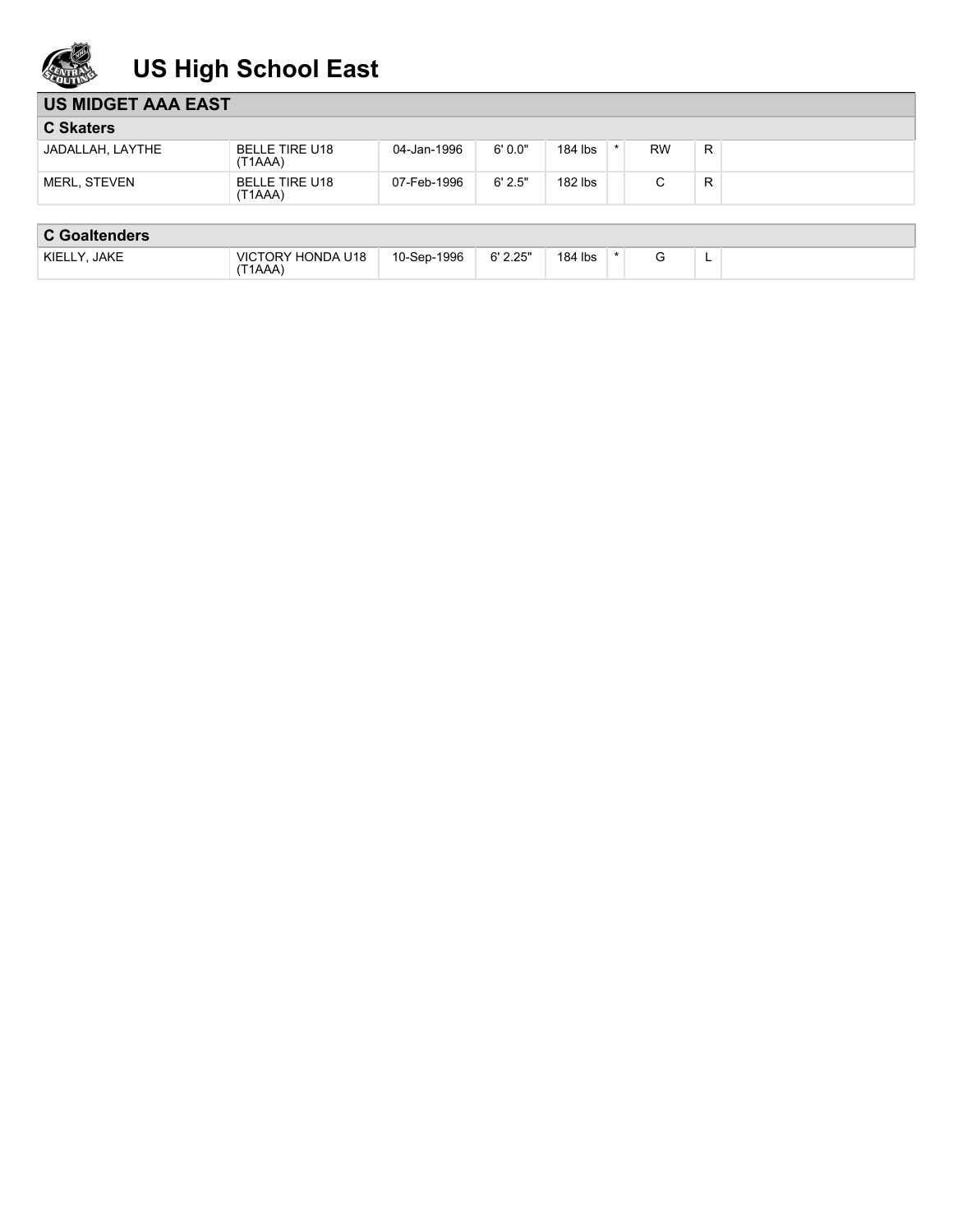# US High School East

## US MIDGET AAA EAST

### C Skaters

| | | | | | | | | |
|---|---|---|---|---|---|---|---|---|
| JADALLAH, LAYTHE | BELLE TIRE U18 (T1AAA) | 04-Jan-1996 | 6' 0.0" | 184 lbs | * | RW | R | |
| MERL, STEVEN | BELLE TIRE U18 (T1AAA) | 07-Feb-1996 | 6' 2.5" | 182 lbs | | C | R | |

### C Goaltenders

| | | | | | | | | |
|---|---|---|---|---|---|---|---|---|
| KIELLY, JAKE | VICTORY HONDA U18 (T1AAA) | 10-Sep-1996 | 6' 2.25" | 184 lbs | * | G | L | |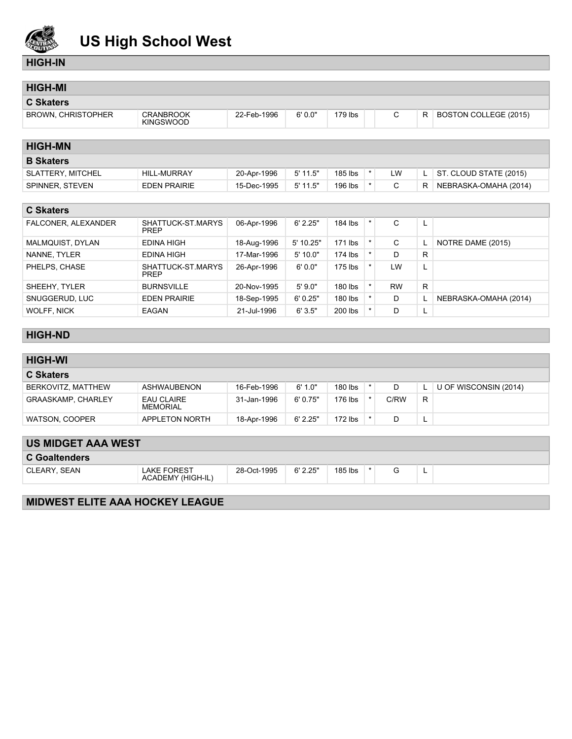# US High School West

## HIGH-IN

## HIGH-MI

### C Skaters

| | | | | | | | | |
|---|---|---|---|---|---|---|---|---|
| BROWN, CHRISTOPHER | CRANBROOK KINGSWOOD | 22-Feb-1996 | 6' 0.0" | 179 lbs | | C | R | BOSTON COLLEGE (2015) |

## HIGH-MN

### B Skaters

| | | | | | | | | |
|---|---|---|---|---|---|---|---|---|
| SLATTERY, MITCHEL | HILL-MURRAY | 20-Apr-1996 | 5' 11.5" | 185 lbs | * | LW | L | ST. CLOUD STATE (2015) |
| SPINNER, STEVEN | EDEN PRAIRIE | 15-Dec-1995 | 5' 11.5" | 196 lbs | * | C | R | NEBRASKA-OMAHA (2014) |

### C Skaters

| | | | | | | | | |
|---|---|---|---|---|---|---|---|---|
| FALCONER, ALEXANDER | SHATTUCK-ST.MARYS PREP | 06-Apr-1996 | 6' 2.25" | 184 lbs | * | C | L | |
| MALMQUIST, DYLAN | EDINA HIGH | 18-Aug-1996 | 5' 10.25" | 171 lbs | * | C | L | NOTRE DAME (2015) |
| NANNE, TYLER | EDINA HIGH | 17-Mar-1996 | 5' 10.0" | 174 lbs | * | D | R | |
| PHELPS, CHASE | SHATTUCK-ST.MARYS PREP | 26-Apr-1996 | 6' 0.0" | 175 lbs | * | LW | L | |
| SHEEHY, TYLER | BURNSVILLE | 20-Nov-1995 | 5' 9.0" | 180 lbs | * | RW | R | |
| SNUGGERUD, LUC | EDEN PRAIRIE | 18-Sep-1995 | 6' 0.25" | 180 lbs | * | D | L | NEBRASKA-OMAHA (2014) |
| WOLFF, NICK | EAGAN | 21-Jul-1996 | 6' 3.5" | 200 lbs | * | D | L | |

## HIGH-ND

## HIGH-WI

### C Skaters

| | | | | | | | | |
|---|---|---|---|---|---|---|---|---|
| BERKOVITZ, MATTHEW | ASHWAUBENON | 16-Feb-1996 | 6' 1.0" | 180 lbs | * | D | L | U OF WISCONSIN (2014) |
| GRAASKAMP, CHARLEY | EAU CLAIRE MEMORIAL | 31-Jan-1996 | 6' 0.75" | 176 lbs | * | C/RW | R | |
| WATSON, COOPER | APPLETON NORTH | 18-Apr-1996 | 6' 2.25" | 172 lbs | * | D | L | |

## US MIDGET AAA WEST

### C Goaltenders

| | | | | | | | | |
|---|---|---|---|---|---|---|---|---|
| CLEARY, SEAN | LAKE FOREST ACADEMY (HIGH-IL) | 28-Oct-1995 | 6' 2.25" | 185 lbs | * | G | L | |

## MIDWEST ELITE AAA HOCKEY LEAGUE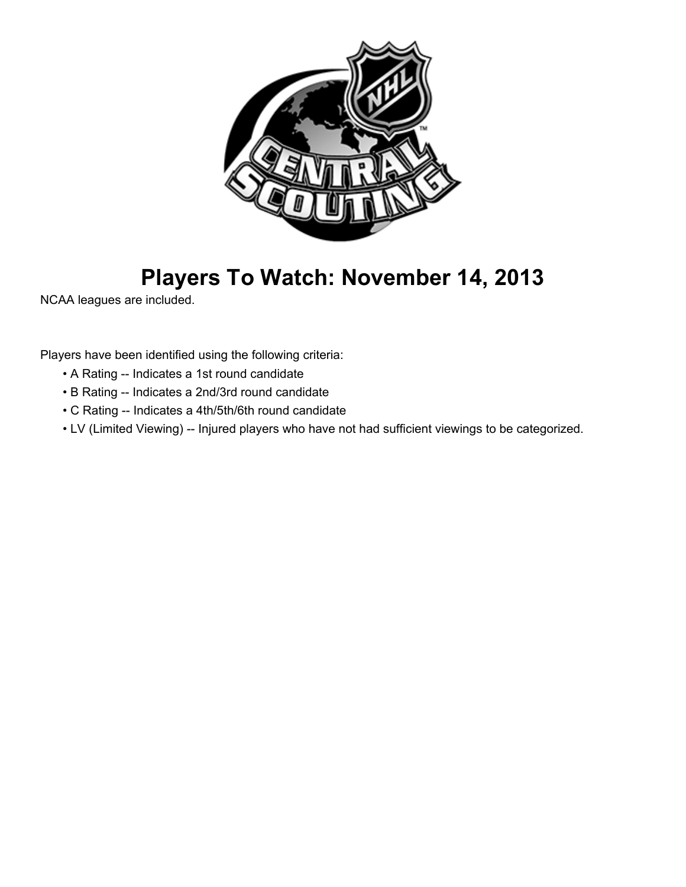# Players To Watch: November 14, 2013

NCAA leagues are included.

Players have been identified using the following criteria:

- A Rating -- Indicates a 1st round candidate
- B Rating -- Indicates a 2nd/3rd round candidate
- C Rating -- Indicates a 4th/5th/6th round candidate
- LV (Limited Viewing) -- Injured players who have not had sufficient viewings to be categorized.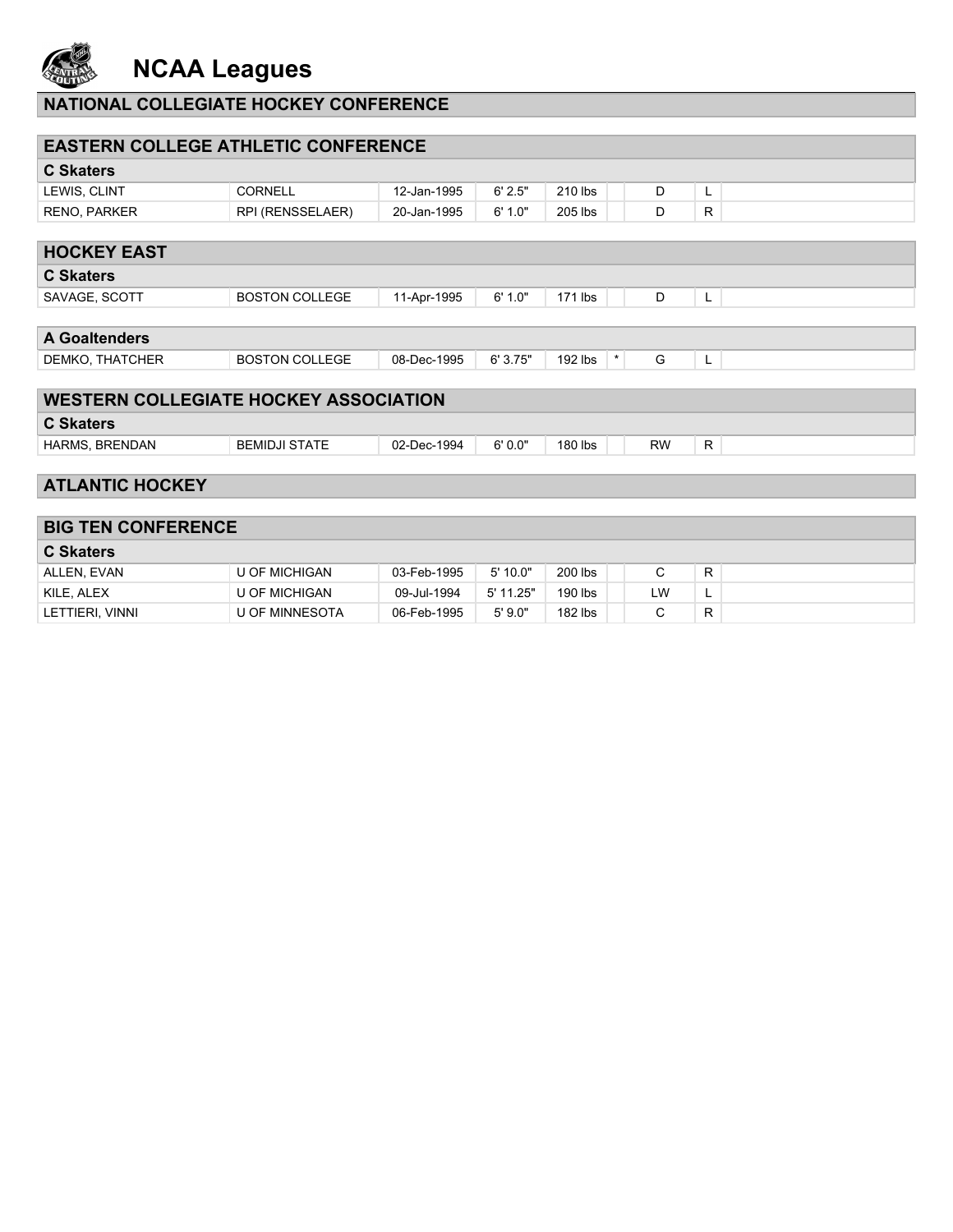# NCAA Leagues

## NATIONAL COLLEGIATE HOCKEY CONFERENCE

## EASTERN COLLEGE ATHLETIC CONFERENCE

### C Skaters

| | | | | | | | | |
|---|---|---|---|---|---|---|---|---|
| LEWIS, CLINT | CORNELL | 12-Jan-1995 | 6' 2.5" | 210 lbs | | D | L | |
| RENO, PARKER | RPI (RENSSELAER) | 20-Jan-1995 | 6' 1.0" | 205 lbs | | D | R | |

## HOCKEY EAST

### C Skaters

| | | | | | | | | |
|---|---|---|---|---|---|---|---|---|
| SAVAGE, SCOTT | BOSTON COLLEGE | 11-Apr-1995 | 6' 1.0" | 171 lbs | | D | L | |

### A Goaltenders

| | | | | | | | | |
|---|---|---|---|---|---|---|---|---|
| DEMKO, THATCHER | BOSTON COLLEGE | 08-Dec-1995 | 6' 3.75" | 192 lbs | * | G | L | |

## WESTERN COLLEGIATE HOCKEY ASSOCIATION

### C Skaters

| | | | | | | | | |
|---|---|---|---|---|---|---|---|---|
| HARMS, BRENDAN | BEMIDJI STATE | 02-Dec-1994 | 6' 0.0" | 180 lbs | | RW | R | |

## ATLANTIC HOCKEY

## BIG TEN CONFERENCE

### C Skaters

| | | | | | | | | |
|---|---|---|---|---|---|---|---|---|
| ALLEN, EVAN | U OF MICHIGAN | 03-Feb-1995 | 5' 10.0" | 200 lbs | | C | R | |
| KILE, ALEX | U OF MICHIGAN | 09-Jul-1994 | 5' 11.25" | 190 lbs | | LW | L | |
| LETTIERI, VINNI | U OF MINNESOTA | 06-Feb-1995 | 5' 9.0" | 182 lbs | | C | R | |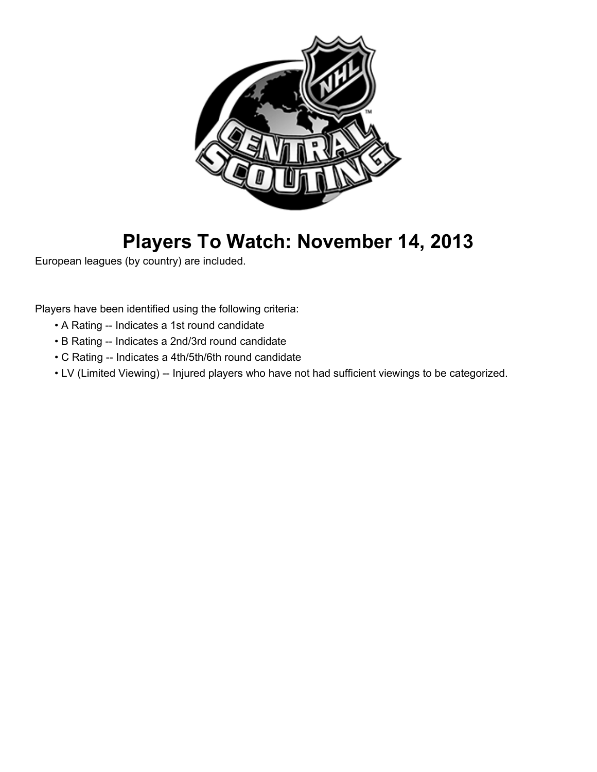# Players To Watch: November 14, 2013

European leagues (by country) are included.

Players have been identified using the following criteria:

- A Rating -- Indicates a 1st round candidate
- B Rating -- Indicates a 2nd/3rd round candidate
- C Rating -- Indicates a 4th/5th/6th round candidate
- LV (Limited Viewing) -- Injured players who have not had sufficient viewings to be categorized.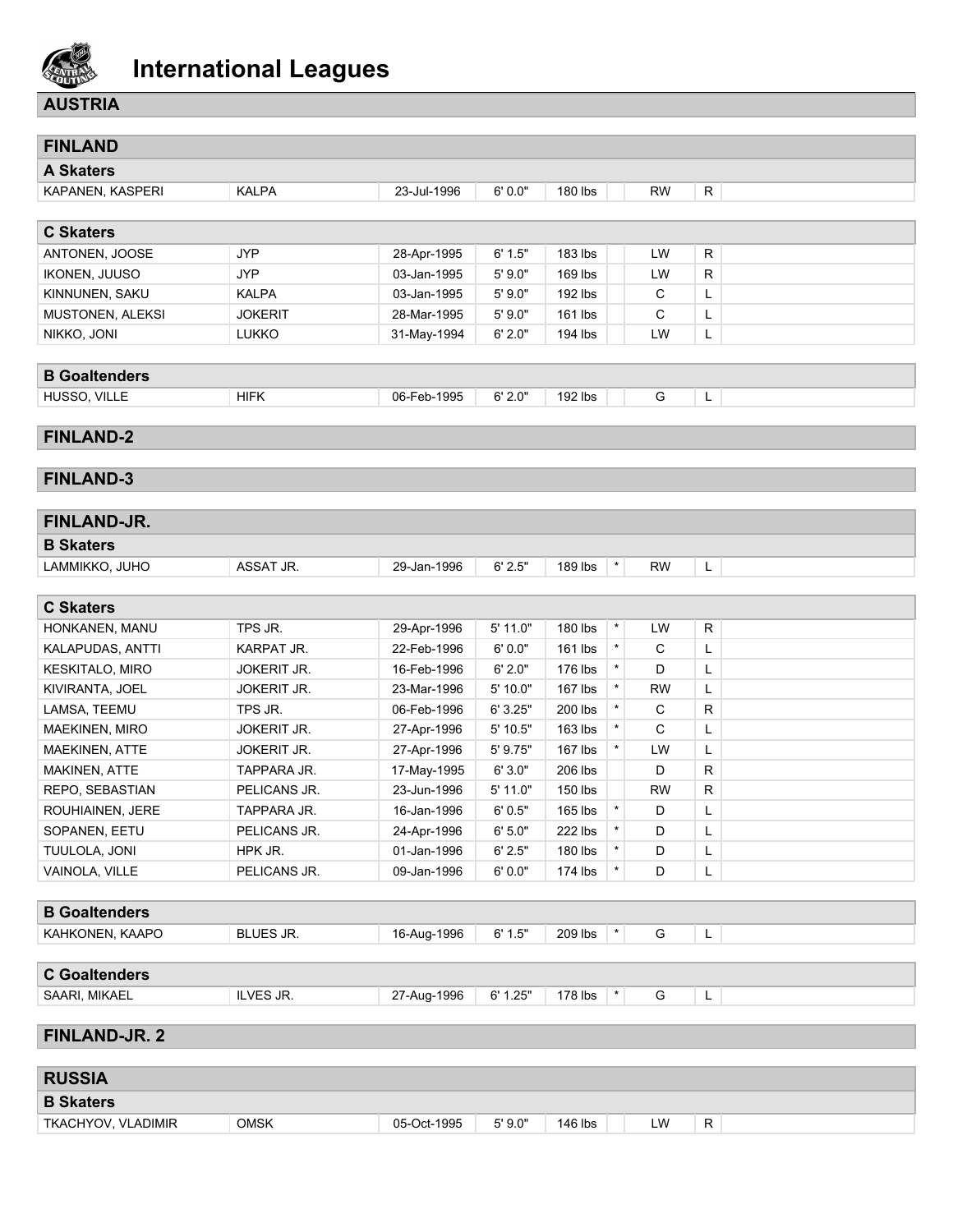# International Leagues

## AUSTRIA

## FINLAND

### A Skaters

| | | | | | | | | |
|---|---|---|---|---|---|---|---|---|
| KAPANEN, KASPERI | KALPA | 23-Jul-1996 | 6' 0.0" | 180 lbs | | RW | R | |

### C Skaters

| | | | | | | | | |
|---|---|---|---|---|---|---|---|---|
| ANTONEN, JOOSE | JYP | 28-Apr-1995 | 6' 1.5" | 183 lbs | | LW | R | |
| IKONEN, JUUSO | JYP | 03-Jan-1995 | 5' 9.0" | 169 lbs | | LW | R | |
| KINNUNEN, SAKU | KALPA | 03-Jan-1995 | 5' 9.0" | 192 lbs | | C | L | |
| MUSTONEN, ALEKSI | JOKERIT | 28-Mar-1995 | 5' 9.0" | 161 lbs | | C | L | |
| NIKKO, JONI | LUKKO | 31-May-1994 | 6' 2.0" | 194 lbs | | LW | L | |

### B Goaltenders

| | | | | | | | | |
|---|---|---|---|---|---|---|---|---|
| HUSSO, VILLE | HIFK | 06-Feb-1995 | 6' 2.0" | 192 lbs | | G | L | |

## FINLAND-2

## FINLAND-3

## FINLAND-JR.

### B Skaters

| | | | | | | | | |
|---|---|---|---|---|---|---|---|---|
| LAMMIKKO, JUHO | ASSAT JR. | 29-Jan-1996 | 6' 2.5" | 189 lbs | * | RW | L | |

### C Skaters

| | | | | | | | | |
|---|---|---|---|---|---|---|---|---|
| HONKANEN, MANU | TPS JR. | 29-Apr-1996 | 5' 11.0" | 180 lbs | * | LW | R | |
| KALAPUDAS, ANTTI | KARPAT JR. | 22-Feb-1996 | 6' 0.0" | 161 lbs | * | C | L | |
| KESKITALO, MIRO | JOKERIT JR. | 16-Feb-1996 | 6' 2.0" | 176 lbs | * | D | L | |
| KIVIRANTA, JOEL | JOKERIT JR. | 23-Mar-1996 | 5' 10.0" | 167 lbs | * | RW | L | |
| LAMSA, TEEMU | TPS JR. | 06-Feb-1996 | 6' 3.25" | 200 lbs | * | C | R | |
| MAEKINEN, MIRO | JOKERIT JR. | 27-Apr-1996 | 5' 10.5" | 163 lbs | * | C | L | |
| MAEKINEN, ATTE | JOKERIT JR. | 27-Apr-1996 | 5' 9.75" | 167 lbs | * | LW | L | |
| MAKINEN, ATTE | TAPPARA JR. | 17-May-1995 | 6' 3.0" | 206 lbs | | D | R | |
| REPO, SEBASTIAN | PELICANS JR. | 23-Jun-1996 | 5' 11.0" | 150 lbs | | RW | R | |
| ROUHIAINEN, JERE | TAPPARA JR. | 16-Jan-1996 | 6' 0.5" | 165 lbs | * | D | L | |
| SOPANEN, EETU | PELICANS JR. | 24-Apr-1996 | 6' 5.0" | 222 lbs | * | D | L | |
| TUULOLA, JONI | HPK JR. | 01-Jan-1996 | 6' 2.5" | 180 lbs | * | D | L | |
| VAINOLA, VILLE | PELICANS JR. | 09-Jan-1996 | 6' 0.0" | 174 lbs | * | D | L | |

### B Goaltenders

| | | | | | | | | |
|---|---|---|---|---|---|---|---|---|
| KAHKONEN, KAAPO | BLUES JR. | 16-Aug-1996 | 6' 1.5" | 209 lbs | * | G | L | |

### C Goaltenders

| | | | | | | | | |
|---|---|---|---|---|---|---|---|---|
| SAARI, MIKAEL | ILVES JR. | 27-Aug-1996 | 6' 1.25" | 178 lbs | * | G | L | |

## FINLAND-JR. 2

## RUSSIA

### B Skaters

| | | | | | | | | |
|---|---|---|---|---|---|---|---|---|
| TKACHYOV, VLADIMIR | OMSK | 05-Oct-1995 | 5' 9.0" | 146 lbs | | LW | R | |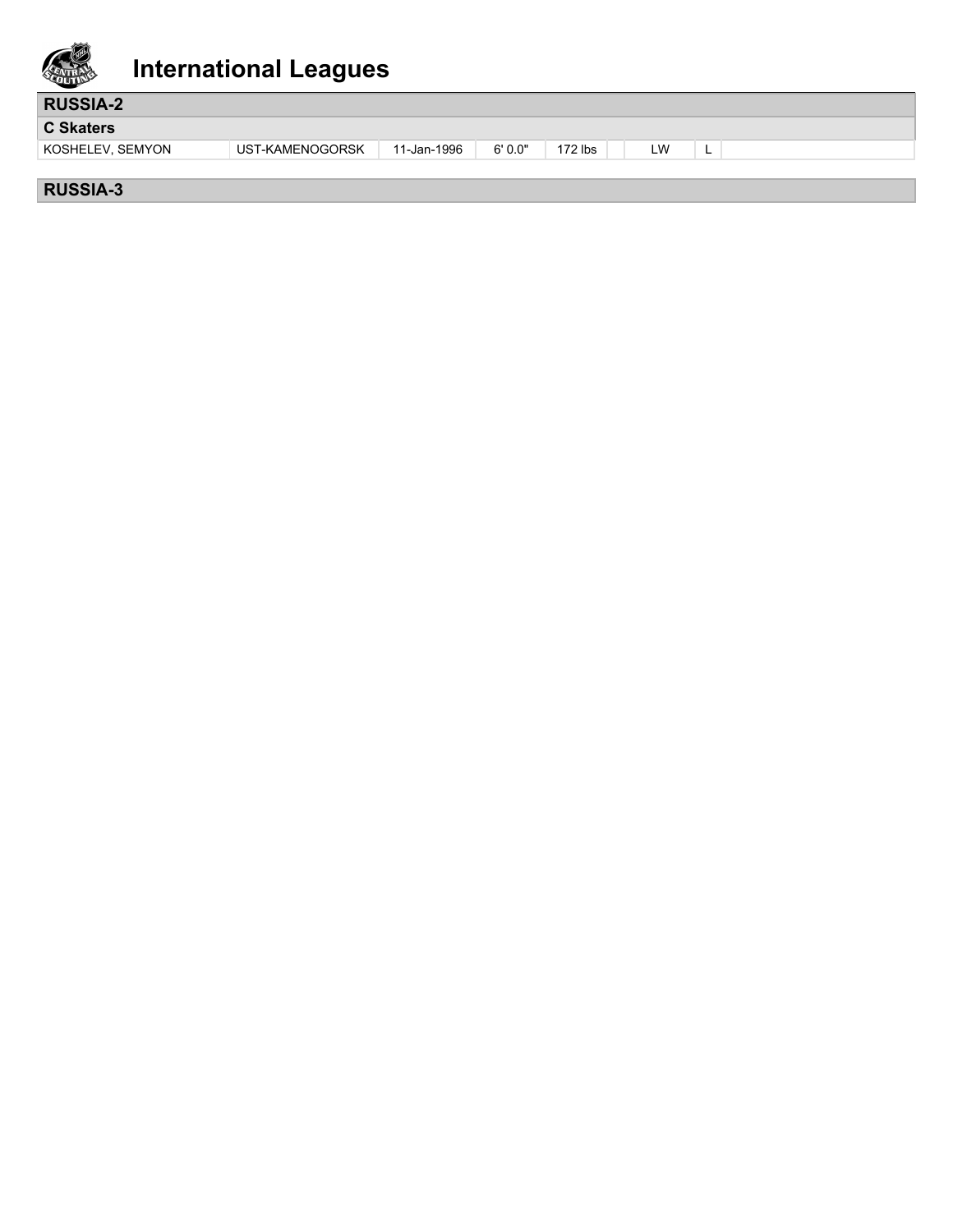# International Leagues

## RUSSIA-2

### C Skaters

| | | | | | | | | |
|---|---|---|---|---|---|---|---|---|
| KOSHELEV, SEMYON | UST-KAMENOGORSK | 11-Jan-1996 | 6' 0.0" | 172 lbs | | LW | L | |

## RUSSIA-3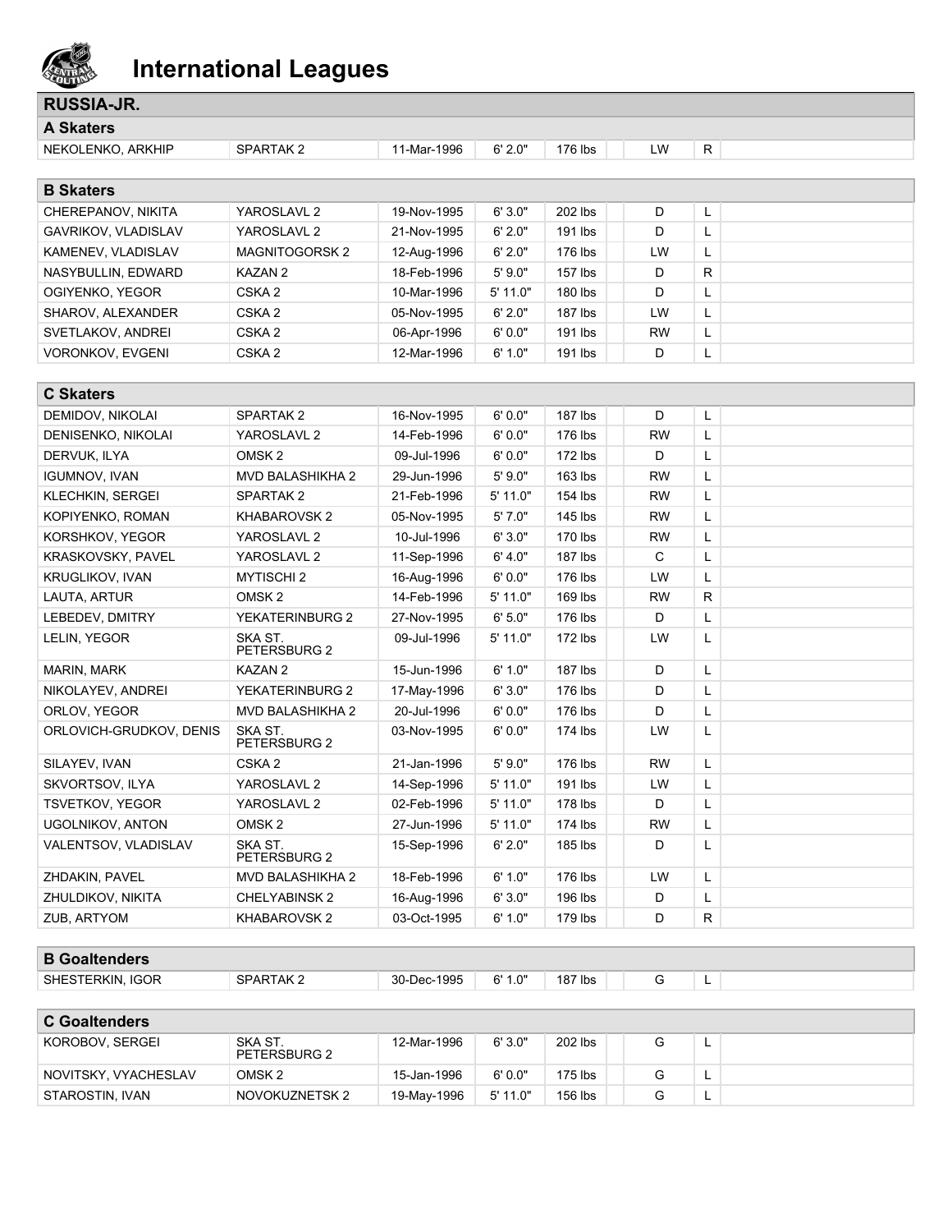# International Leagues

## RUSSIA-JR.

### A Skaters

| Name | Team | Birth Date | Height | Weight | | Position | Shoots | |
|---|---|---|---|---|---|---|---|---|
| NEKOLENKO, ARKHIP | SPARTAK 2 | 11-Mar-1996 | 6' 2.0" | 176 lbs | | LW | R | |

### B Skaters

| Name | Team | Birth Date | Height | Weight | | Position | Shoots | |
|---|---|---|---|---|---|---|---|---|
| CHEREPANOV, NIKITA | YAROSLAVL 2 | 19-Nov-1995 | 6' 3.0" | 202 lbs | | D | L | |
| GAVRIKOV, VLADISLAV | YAROSLAVL 2 | 21-Nov-1995 | 6' 2.0" | 191 lbs | | D | L | |
| KAMENEV, VLADISLAV | MAGNITOGORSK 2 | 12-Aug-1996 | 6' 2.0" | 176 lbs | | LW | L | |
| NASYBULLIN, EDWARD | KAZAN 2 | 18-Feb-1996 | 5' 9.0" | 157 lbs | | D | R | |
| OGIYENKO, YEGOR | CSKA 2 | 10-Mar-1996 | 5' 11.0" | 180 lbs | | D | L | |
| SHAROV, ALEXANDER | CSKA 2 | 05-Nov-1995 | 6' 2.0" | 187 lbs | | LW | L | |
| SVETLAKOV, ANDREI | CSKA 2 | 06-Apr-1996 | 6' 0.0" | 191 lbs | | RW | L | |
| VORONKOV, EVGENI | CSKA 2 | 12-Mar-1996 | 6' 1.0" | 191 lbs | | D | L | |

### C Skaters

| Name | Team | Birth Date | Height | Weight | | Position | Shoots | |
|---|---|---|---|---|---|---|---|---|
| DEMIDOV, NIKOLAI | SPARTAK 2 | 16-Nov-1995 | 6' 0.0" | 187 lbs | | D | L | |
| DENISENKO, NIKOLAI | YAROSLAVL 2 | 14-Feb-1996 | 6' 0.0" | 176 lbs | | RW | L | |
| DERVUK, ILYA | OMSK 2 | 09-Jul-1996 | 6' 0.0" | 172 lbs | | D | L | |
| IGUMNOV, IVAN | MVD BALASHIKHA 2 | 29-Jun-1996 | 5' 9.0" | 163 lbs | | RW | L | |
| KLECHKIN, SERGEI | SPARTAK 2 | 21-Feb-1996 | 5' 11.0" | 154 lbs | | RW | L | |
| KOPIYENKO, ROMAN | KHABAROVSK 2 | 05-Nov-1995 | 5' 7.0" | 145 lbs | | RW | L | |
| KORSHKOV, YEGOR | YAROSLAVL 2 | 10-Jul-1996 | 6' 3.0" | 170 lbs | | RW | L | |
| KRASKOVSKY, PAVEL | YAROSLAVL 2 | 11-Sep-1996 | 6' 4.0" | 187 lbs | | C | L | |
| KRUGLIKOV, IVAN | MYTISCHI 2 | 16-Aug-1996 | 6' 0.0" | 176 lbs | | LW | L | |
| LAUTA, ARTUR | OMSK 2 | 14-Feb-1996 | 5' 11.0" | 169 lbs | | RW | R | |
| LEBEDEV, DMITRY | YEKATERINBURG 2 | 27-Nov-1995 | 6' 5.0" | 176 lbs | | D | L | |
| LELIN, YEGOR | SKA ST. PETERSBURG 2 | 09-Jul-1996 | 5' 11.0" | 172 lbs | | LW | L | |
| MARIN, MARK | KAZAN 2 | 15-Jun-1996 | 6' 1.0" | 187 lbs | | D | L | |
| NIKOLAYEV, ANDREI | YEKATERINBURG 2 | 17-May-1996 | 6' 3.0" | 176 lbs | | D | L | |
| ORLOV, YEGOR | MVD BALASHIKHA 2 | 20-Jul-1996 | 6' 0.0" | 176 lbs | | D | L | |
| ORLOVICH-GRUDKOV, DENIS | SKA ST. PETERSBURG 2 | 03-Nov-1995 | 6' 0.0" | 174 lbs | | LW | L | |
| SILAYEV, IVAN | CSKA 2 | 21-Jan-1996 | 5' 9.0" | 176 lbs | | RW | L | |
| SKVORTSOV, ILYA | YAROSLAVL 2 | 14-Sep-1996 | 5' 11.0" | 191 lbs | | LW | L | |
| TSVETKOV, YEGOR | YAROSLAVL 2 | 02-Feb-1996 | 5' 11.0" | 178 lbs | | D | L | |
| UGOLNIKOV, ANTON | OMSK 2 | 27-Jun-1996 | 5' 11.0" | 174 lbs | | RW | L | |
| VALENTSOV, VLADISLAV | SKA ST. PETERSBURG 2 | 15-Sep-1996 | 6' 2.0" | 185 lbs | | D | L | |
| ZHDAKIN, PAVEL | MVD BALASHIKHA 2 | 18-Feb-1996 | 6' 1.0" | 176 lbs | | LW | L | |
| ZHULDIKOV, NIKITA | CHELYABINSK 2 | 16-Aug-1996 | 6' 3.0" | 196 lbs | | D | L | |
| ZUB, ARTYOM | KHABAROVSK 2 | 03-Oct-1995 | 6' 1.0" | 179 lbs | | D | R | |

### B Goaltenders

| Name | Team | Birth Date | Height | Weight | | Position | Catches | |
|---|---|---|---|---|---|---|---|---|
| SHESTERKIN, IGOR | SPARTAK 2 | 30-Dec-1995 | 6' 1.0" | 187 lbs | | G | L | |

### C Goaltenders

| Name | Team | Birth Date | Height | Weight | | Position | Catches | |
|---|---|---|---|---|---|---|---|---|
| KOROBOV, SERGEI | SKA ST. PETERSBURG 2 | 12-Mar-1996 | 6' 3.0" | 202 lbs | | G | L | |
| NOVITSKY, VYACHESLAV | OMSK 2 | 15-Jan-1996 | 6' 0.0" | 175 lbs | | G | L | |
| STAROSTIN, IVAN | NOVOKUZNETSK 2 | 19-May-1996 | 5' 11.0" | 156 lbs | | G | L | |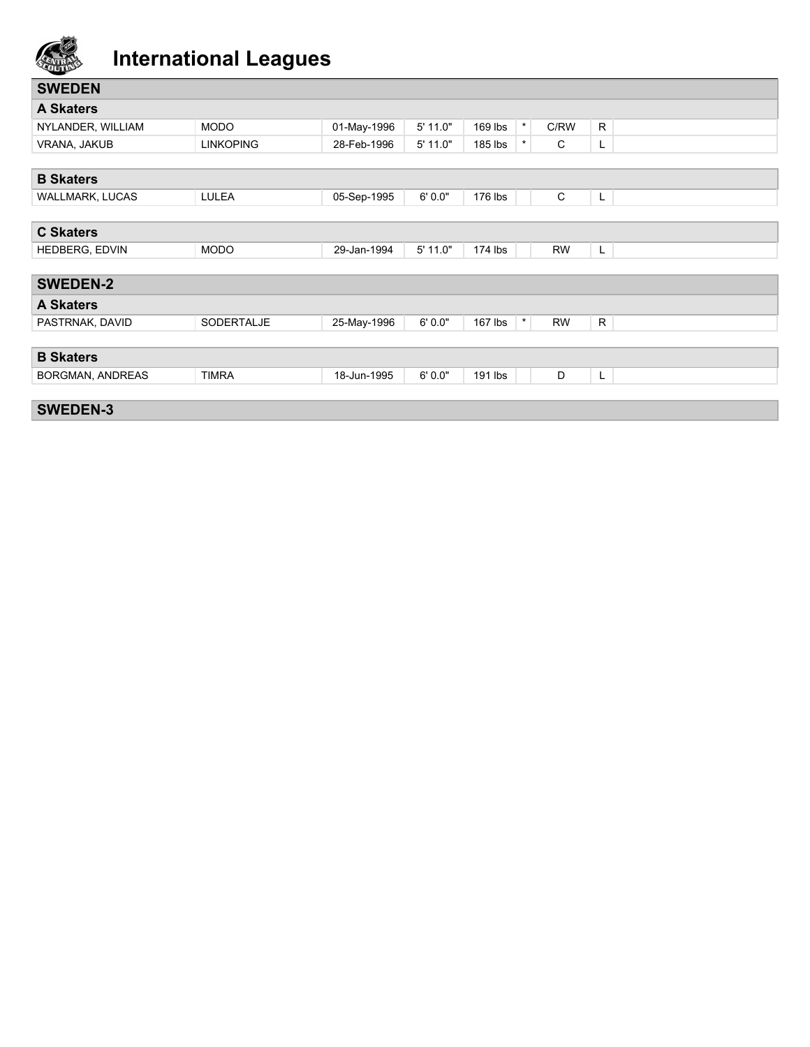# International Leagues

## SWEDEN

### A Skaters

| | | | | | | | | |
|---|---|---|---|---|---|---|---|---|
| NYLANDER, WILLIAM | MODO | 01-May-1996 | 5' 11.0" | 169 lbs | * | C/RW | R | |
| VRANA, JAKUB | LINKOPING | 28-Feb-1996 | 5' 11.0" | 185 lbs | * | C | L | |

### B Skaters

| | | | | | | | | |
|---|---|---|---|---|---|---|---|---|
| WALLMARK, LUCAS | LULEA | 05-Sep-1995 | 6' 0.0" | 176 lbs | | C | L | |

### C Skaters

| | | | | | | | | |
|---|---|---|---|---|---|---|---|---|
| HEDBERG, EDVIN | MODO | 29-Jan-1994 | 5' 11.0" | 174 lbs | | RW | L | |

## SWEDEN-2

### A Skaters

| | | | | | | | | |
|---|---|---|---|---|---|---|---|---|
| PASTRNAK, DAVID | SODERTALJE | 25-May-1996 | 6' 0.0" | 167 lbs | * | RW | R | |

### B Skaters

| | | | | | | | | |
|---|---|---|---|---|---|---|---|---|
| BORGMAN, ANDREAS | TIMRA | 18-Jun-1995 | 6' 0.0" | 191 lbs | | D | L | |

## SWEDEN-3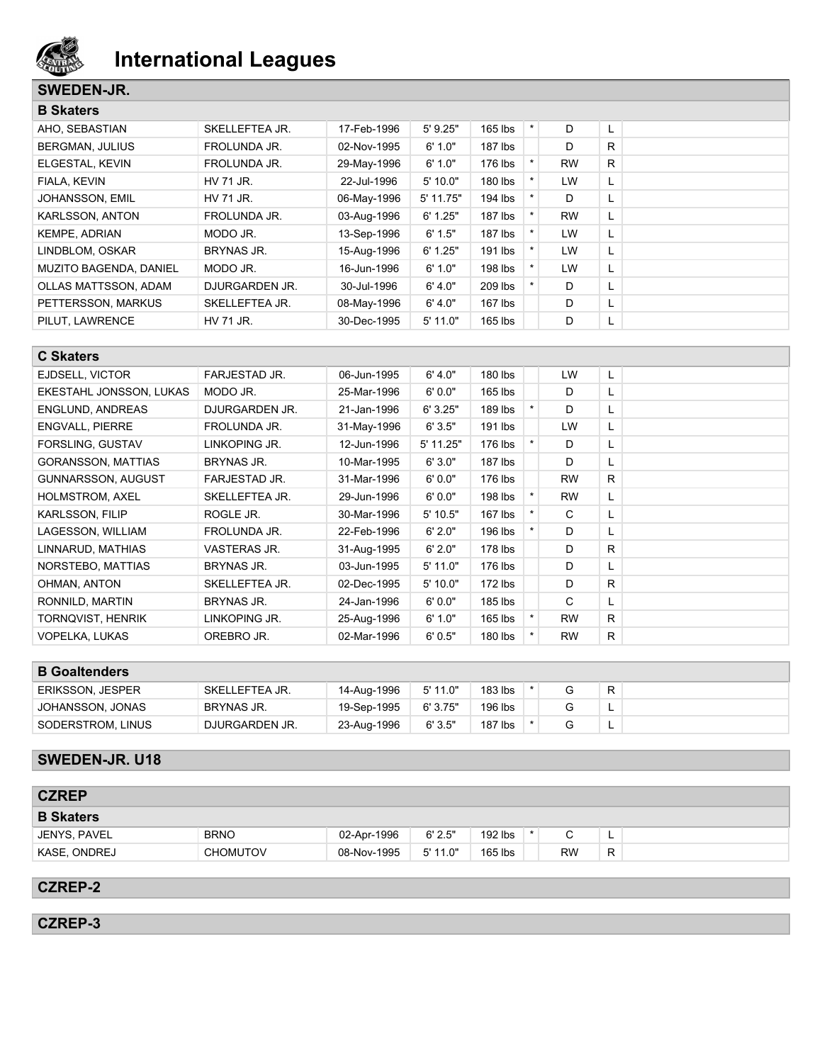# International Leagues

## SWEDEN-JR.

### B Skaters

| | | | | | | | | |
|---|---|---|---|---|---|---|---|---|
| AHO, SEBASTIAN | SKELLEFTEA JR. | 17-Feb-1996 | 5' 9.25" | 165 lbs | * | D | L | |
| BERGMAN, JULIUS | FROLUNDA JR. | 02-Nov-1995 | 6' 1.0" | 187 lbs | | D | R | |
| ELGESTAL, KEVIN | FROLUNDA JR. | 29-May-1996 | 6' 1.0" | 176 lbs | * | RW | R | |
| FIALA, KEVIN | HV 71 JR. | 22-Jul-1996 | 5' 10.0" | 180 lbs | * | LW | L | |
| JOHANSSON, EMIL | HV 71 JR. | 06-May-1996 | 5' 11.75" | 194 lbs | * | D | L | |
| KARLSSON, ANTON | FROLUNDA JR. | 03-Aug-1996 | 6' 1.25" | 187 lbs | * | RW | L | |
| KEMPE, ADRIAN | MODO JR. | 13-Sep-1996 | 6' 1.5" | 187 lbs | * | LW | L | |
| LINDBLOM, OSKAR | BRYNAS JR. | 15-Aug-1996 | 6' 1.25" | 191 lbs | * | LW | L | |
| MUZITO BAGENDA, DANIEL | MODO JR. | 16-Jun-1996 | 6' 1.0" | 198 lbs | * | LW | L | |
| OLLAS MATTSSON, ADAM | DJURGARDEN JR. | 30-Jul-1996 | 6' 4.0" | 209 lbs | * | D | L | |
| PETTERSSON, MARKUS | SKELLEFTEA JR. | 08-May-1996 | 6' 4.0" | 167 lbs | | D | L | |
| PILUT, LAWRENCE | HV 71 JR. | 30-Dec-1995 | 5' 11.0" | 165 lbs | | D | L | |

### C Skaters

| | | | | | | | | |
|---|---|---|---|---|---|---|---|---|
| EJDSELL, VICTOR | FARJESTAD JR. | 06-Jun-1995 | 6' 4.0" | 180 lbs | | LW | L | |
| EKESTAHL JONSSON, LUKAS | MODO JR. | 25-Mar-1996 | 6' 0.0" | 165 lbs | | D | L | |
| ENGLUND, ANDREAS | DJURGARDEN JR. | 21-Jan-1996 | 6' 3.25" | 189 lbs | * | D | L | |
| ENGVALL, PIERRE | FROLUNDA JR. | 31-May-1996 | 6' 3.5" | 191 lbs | | LW | L | |
| FORSLING, GUSTAV | LINKOPING JR. | 12-Jun-1996 | 5' 11.25" | 176 lbs | * | D | L | |
| GORANSSON, MATTIAS | BRYNAS JR. | 10-Mar-1995 | 6' 3.0" | 187 lbs | | D | L | |
| GUNNARSSON, AUGUST | FARJESTAD JR. | 31-Mar-1996 | 6' 0.0" | 176 lbs | | RW | R | |
| HOLMSTROM, AXEL | SKELLEFTEA JR. | 29-Jun-1996 | 6' 0.0" | 198 lbs | * | RW | L | |
| KARLSSON, FILIP | ROGLE JR. | 30-Mar-1996 | 5' 10.5" | 167 lbs | * | C | L | |
| LAGESSON, WILLIAM | FROLUNDA JR. | 22-Feb-1996 | 6' 2.0" | 196 lbs | * | D | L | |
| LINNARUD, MATHIAS | VASTERAS JR. | 31-Aug-1995 | 6' 2.0" | 178 lbs | | D | R | |
| NORSTEBO, MATTIAS | BRYNAS JR. | 03-Jun-1995 | 5' 11.0" | 176 lbs | | D | L | |
| OHMAN, ANTON | SKELLEFTEA JR. | 02-Dec-1995 | 5' 10.0" | 172 lbs | | D | R | |
| RONNILD, MARTIN | BRYNAS JR. | 24-Jan-1996 | 6' 0.0" | 185 lbs | | C | L | |
| TORNQVIST, HENRIK | LINKOPING JR. | 25-Aug-1996 | 6' 1.0" | 165 lbs | * | RW | R | |
| VOPELKA, LUKAS | OREBRO JR. | 02-Mar-1996 | 6' 0.5" | 180 lbs | * | RW | R | |

### B Goaltenders

| | | | | | | | | |
|---|---|---|---|---|---|---|---|---|
| ERIKSSON, JESPER | SKELLEFTEA JR. | 14-Aug-1996 | 5' 11.0" | 183 lbs | * | G | R | |
| JOHANSSON, JONAS | BRYNAS JR. | 19-Sep-1995 | 6' 3.75" | 196 lbs | | G | L | |
| SODERSTROM, LINUS | DJURGARDEN JR. | 23-Aug-1996 | 6' 3.5" | 187 lbs | * | G | L | |

## SWEDEN-JR. U18

## CZREP

### B Skaters

| | | | | | | | | |
|---|---|---|---|---|---|---|---|---|
| JENYS, PAVEL | BRNO | 02-Apr-1996 | 6' 2.5" | 192 lbs | * | C | L | |
| KASE, ONDREJ | CHOMUTOV | 08-Nov-1995 | 5' 11.0" | 165 lbs | | RW | R | |

## CZREP-2

## CZREP-3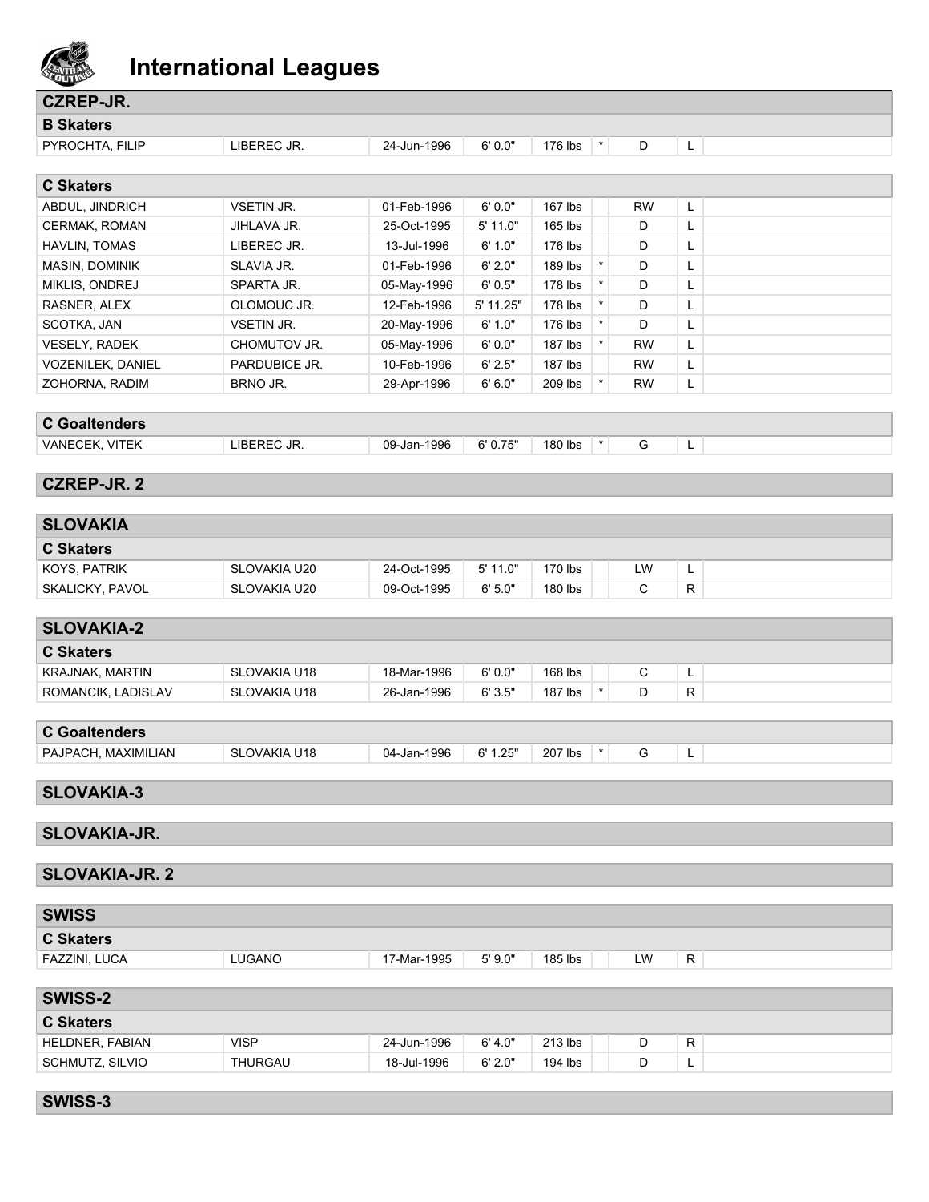# International Leagues

## CZREP-JR.

### B Skaters

| | | | | | | | | |
|---|---|---|---|---|---|---|---|---|
| PYROCHTA, FILIP | LIBEREC JR. | 24-Jun-1996 | 6' 0.0" | 176 lbs | * | D | L | |

### C Skaters

| | | | | | | | | |
|---|---|---|---|---|---|---|---|---|
| ABDUL, JINDRICH | VSETIN JR. | 01-Feb-1996 | 6' 0.0" | 167 lbs | | RW | L | |
| CERMAK, ROMAN | JIHLAVA JR. | 25-Oct-1995 | 5' 11.0" | 165 lbs | | D | L | |
| HAVLIN, TOMAS | LIBEREC JR. | 13-Jul-1996 | 6' 1.0" | 176 lbs | | D | L | |
| MASIN, DOMINIK | SLAVIA JR. | 01-Feb-1996 | 6' 2.0" | 189 lbs | * | D | L | |
| MIKLIS, ONDREJ | SPARTA JR. | 05-May-1996 | 6' 0.5" | 178 lbs | * | D | L | |
| RASNER, ALEX | OLOMOUC JR. | 12-Feb-1996 | 5' 11.25" | 178 lbs | * | D | L | |
| SCOTKA, JAN | VSETIN JR. | 20-May-1996 | 6' 1.0" | 176 lbs | * | D | L | |
| VESELY, RADEK | CHOMUTOV JR. | 05-May-1996 | 6' 0.0" | 187 lbs | * | RW | L | |
| VOZENILEK, DANIEL | PARDUBICE JR. | 10-Feb-1996 | 6' 2.5" | 187 lbs | | RW | L | |
| ZOHORNA, RADIM | BRNO JR. | 29-Apr-1996 | 6' 6.0" | 209 lbs | * | RW | L | |

### C Goaltenders

| | | | | | | | | |
|---|---|---|---|---|---|---|---|---|
| VANECEK, VITEK | LIBEREC JR. | 09-Jan-1996 | 6' 0.75" | 180 lbs | * | G | L | |

## CZREP-JR. 2

## SLOVAKIA

### C Skaters

| | | | | | | | | |
|---|---|---|---|---|---|---|---|---|
| KOYS, PATRIK | SLOVAKIA U20 | 24-Oct-1995 | 5' 11.0" | 170 lbs | | LW | L | |
| SKALICKY, PAVOL | SLOVAKIA U20 | 09-Oct-1995 | 6' 5.0" | 180 lbs | | C | R | |

## SLOVAKIA-2

### C Skaters

| | | | | | | | | |
|---|---|---|---|---|---|---|---|---|
| KRAJNAK, MARTIN | SLOVAKIA U18 | 18-Mar-1996 | 6' 0.0" | 168 lbs | | C | L | |
| ROMANCIK, LADISLAV | SLOVAKIA U18 | 26-Jan-1996 | 6' 3.5" | 187 lbs | * | D | R | |

### C Goaltenders

| | | | | | | | | |
|---|---|---|---|---|---|---|---|---|
| PAJPACH, MAXIMILIAN | SLOVAKIA U18 | 04-Jan-1996 | 6' 1.25" | 207 lbs | * | G | L | |

## SLOVAKIA-3

## SLOVAKIA-JR.

## SLOVAKIA-JR. 2

## SWISS

### C Skaters

| | | | | | | | | |
|---|---|---|---|---|---|---|---|---|
| FAZZINI, LUCA | LUGANO | 17-Mar-1995 | 5' 9.0" | 185 lbs | | LW | R | |

## SWISS-2

### C Skaters

| | | | | | | | | |
|---|---|---|---|---|---|---|---|---|
| HELDNER, FABIAN | VISP | 24-Jun-1996 | 6' 4.0" | 213 lbs | | D | R | |
| SCHMUTZ, SILVIO | THURGAU | 18-Jul-1996 | 6' 2.0" | 194 lbs | | D | L | |

## SWISS-3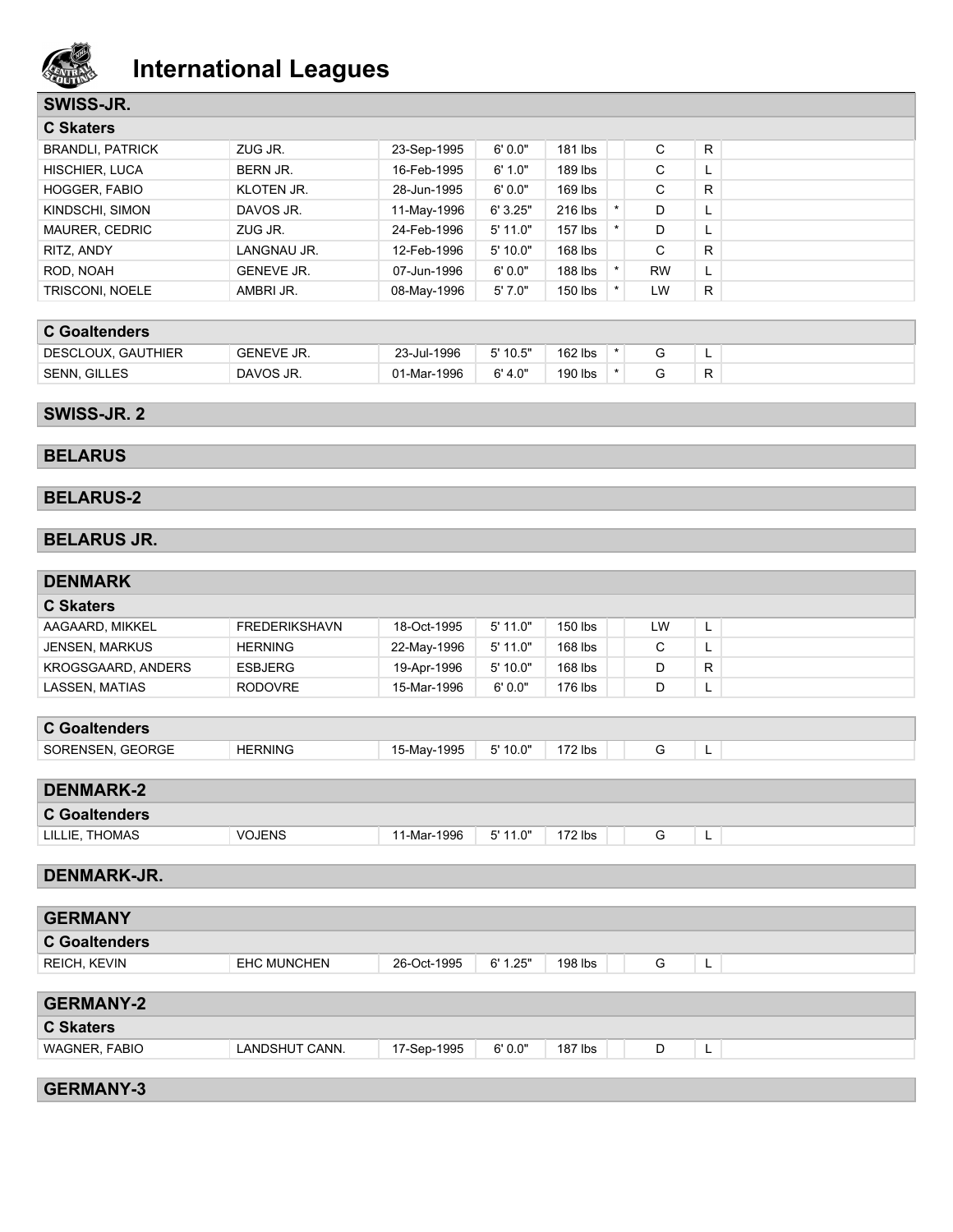# International Leagues

## SWISS-JR.

### C Skaters

| | | | | | | | | |
|---|---|---|---|---|---|---|---|---|
| BRANDLI, PATRICK | ZUG JR. | 23-Sep-1995 | 6' 0.0" | 181 lbs | | C | R | |
| HISCHIER, LUCA | BERN JR. | 16-Feb-1995 | 6' 1.0" | 189 lbs | | C | L | |
| HOGGER, FABIO | KLOTEN JR. | 28-Jun-1995 | 6' 0.0" | 169 lbs | | C | R | |
| KINDSCHI, SIMON | DAVOS JR. | 11-May-1996 | 6' 3.25" | 216 lbs | * | D | L | |
| MAURER, CEDRIC | ZUG JR. | 24-Feb-1996 | 5' 11.0" | 157 lbs | * | D | L | |
| RITZ, ANDY | LANGNAU JR. | 12-Feb-1996 | 5' 10.0" | 168 lbs | | C | R | |
| ROD, NOAH | GENEVE JR. | 07-Jun-1996 | 6' 0.0" | 188 lbs | * | RW | L | |
| TRISCONI, NOELE | AMBRI JR. | 08-May-1996 | 5' 7.0" | 150 lbs | * | LW | R | |

### C Goaltenders

| | | | | | | | | |
|---|---|---|---|---|---|---|---|---|
| DESCLOUX, GAUTHIER | GENEVE JR. | 23-Jul-1996 | 5' 10.5" | 162 lbs | * | G | L | |
| SENN, GILLES | DAVOS JR. | 01-Mar-1996 | 6' 4.0" | 190 lbs | * | G | R | |

## SWISS-JR. 2

## BELARUS

## BELARUS-2

## BELARUS JR.

## DENMARK

### C Skaters

| | | | | | | | | |
|---|---|---|---|---|---|---|---|---|
| AAGAARD, MIKKEL | FREDERIKSHAVN | 18-Oct-1995 | 5' 11.0" | 150 lbs | | LW | L | |
| JENSEN, MARKUS | HERNING | 22-May-1996 | 5' 11.0" | 168 lbs | | C | L | |
| KROGSGAARD, ANDERS | ESBJERG | 19-Apr-1996 | 5' 10.0" | 168 lbs | | D | R | |
| LASSEN, MATIAS | RODOVRE | 15-Mar-1996 | 6' 0.0" | 176 lbs | | D | L | |

### C Goaltenders

| | | | | | | | | |
|---|---|---|---|---|---|---|---|---|
| SORENSEN, GEORGE | HERNING | 15-May-1995 | 5' 10.0" | 172 lbs | | G | L | |

## DENMARK-2

### C Goaltenders

| | | | | | | | | |
|---|---|---|---|---|---|---|---|---|
| LILLIE, THOMAS | VOJENS | 11-Mar-1996 | 5' 11.0" | 172 lbs | | G | L | |

## DENMARK-JR.

## GERMANY

### C Goaltenders

| | | | | | | | | |
|---|---|---|---|---|---|---|---|---|
| REICH, KEVIN | EHC MUNCHEN | 26-Oct-1995 | 6' 1.25" | 198 lbs | | G | L | |

## GERMANY-2

### C Skaters

| | | | | | | | | |
|---|---|---|---|---|---|---|---|---|
| WAGNER, FABIO | LANDSHUT CANN. | 17-Sep-1995 | 6' 0.0" | 187 lbs | | D | L | |

## GERMANY-3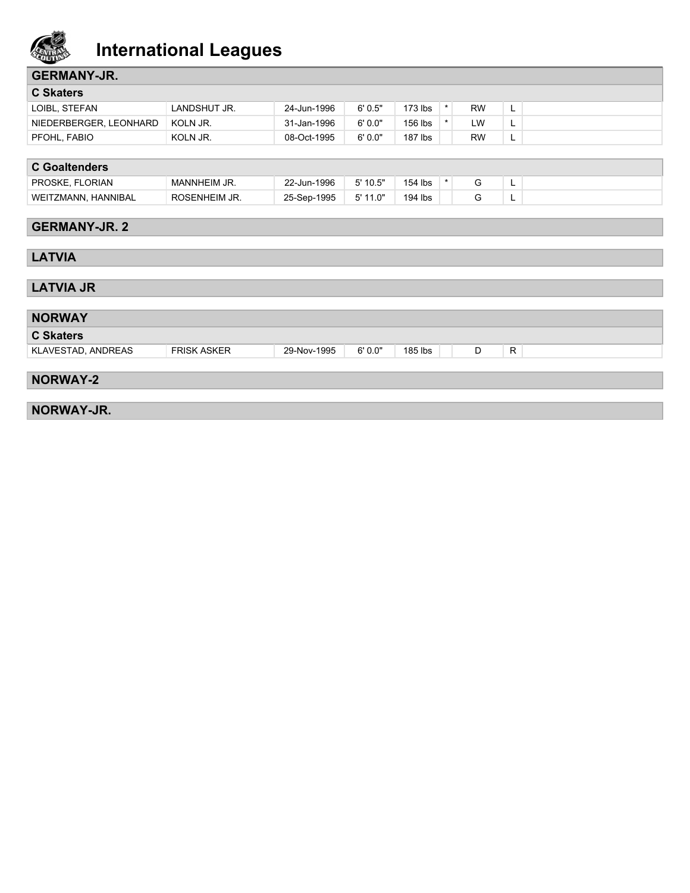# International Leagues

## GERMANY-JR.

### C Skaters

| | | | | | | | | |
|---|---|---|---|---|---|---|---|---|
| LOIBL, STEFAN | LANDSHUT JR. | 24-Jun-1996 | 6' 0.5" | 173 lbs | * | RW | L | |
| NIEDERBERGER, LEONHARD | KOLN JR. | 31-Jan-1996 | 6' 0.0" | 156 lbs | * | LW | L | |
| PFOHL, FABIO | KOLN JR. | 08-Oct-1995 | 6' 0.0" | 187 lbs | | RW | L | |

### C Goaltenders

| | | | | | | | | |
|---|---|---|---|---|---|---|---|---|
| PROSKE, FLORIAN | MANNHEIM JR. | 22-Jun-1996 | 5' 10.5" | 154 lbs | * | G | L | |
| WEITZMANN, HANNIBAL | ROSENHEIM JR. | 25-Sep-1995 | 5' 11.0" | 194 lbs | | G | L | |

## GERMANY-JR. 2

## LATVIA

## LATVIA JR

## NORWAY

### C Skaters

| | | | | | | | | |
|---|---|---|---|---|---|---|---|---|
| KLAVESTAD, ANDREAS | FRISK ASKER | 29-Nov-1995 | 6' 0.0" | 185 lbs | | D | R | |

## NORWAY-2

## NORWAY-JR.